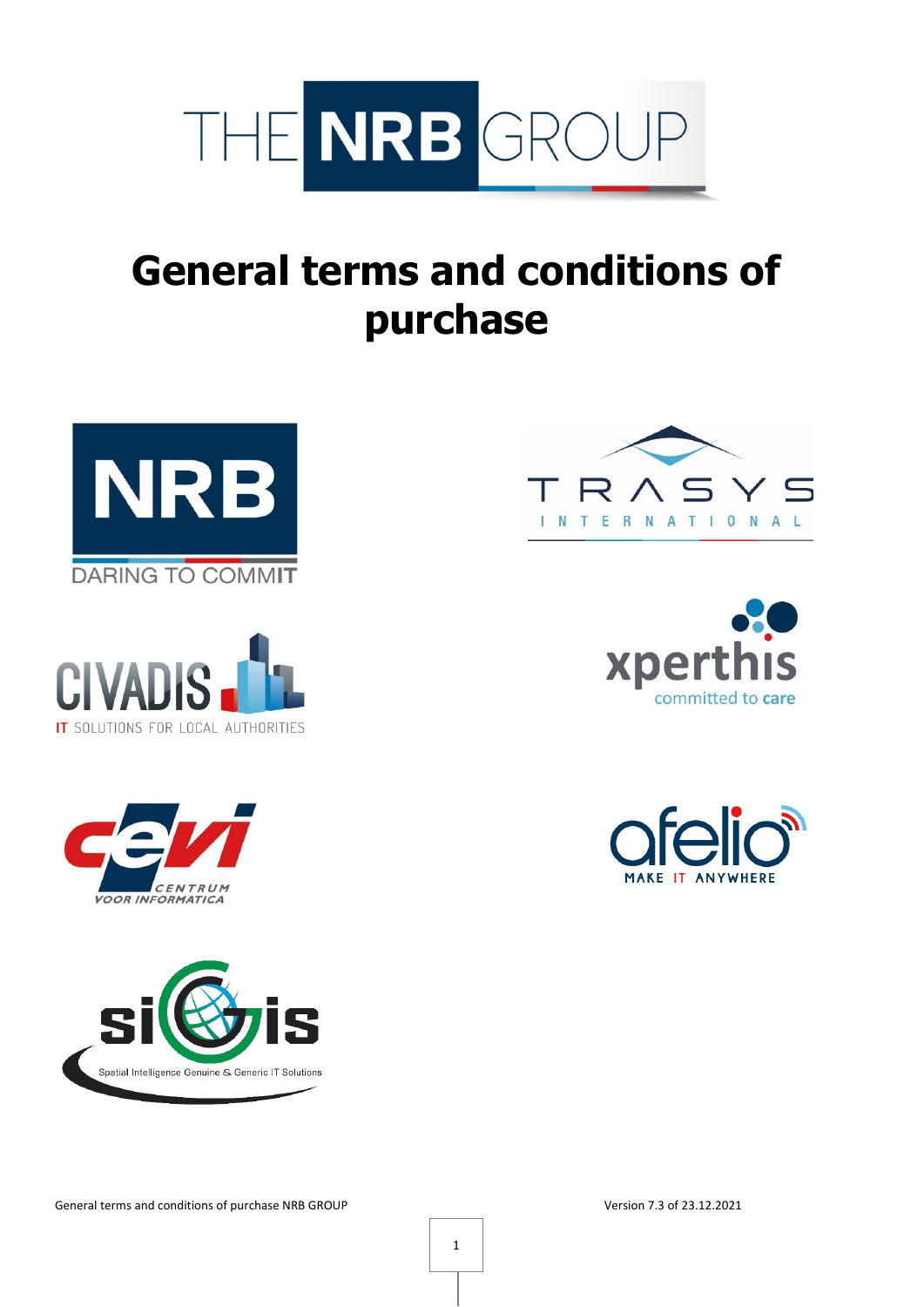# General terms and conditions of purchase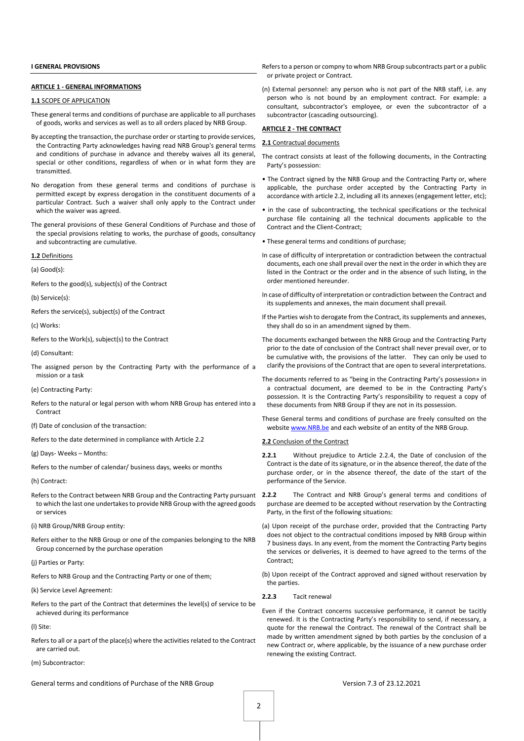**I GENERAL PROVISIONS**

## ARTICLE 1 - GENERAL INFORMATIONS

### 1.1 SCOPE OF APPLICATION

These general terms and conditions of purchase are applicable to all purchases of goods, works and services as well as to all orders placed by NRB Group.

By accepting the transaction, the purchase order or starting to provide services, the Contracting Party acknowledges having read NRB Group's general terms and conditions of purchase in advance and thereby waives all its general, special or other conditions, regardless of when or in what form they are transmitted.

No derogation from these general terms and conditions of purchase is permitted except by express derogation in the constituent documents of a particular Contract. Such a waiver shall only apply to the Contract under which the waiver was agreed.

The general provisions of these General Conditions of Purchase and those of the special provisions relating to works, the purchase of goods, consultancy and subcontracting are cumulative.

### 1.2 Definitions

(a) Good(s):

Refers to the good(s), subject(s) of the Contract

(b) Service(s):

Refers the service(s), subject(s) of the Contract

(c) Works:

Refers to the Work(s), subject(s) to the Contract

(d) Consultant:

The assigned person by the Contracting Party with the performance of a mission or a task

(e) Contracting Party:

Refers to the natural or legal person with whom NRB Group has entered into a Contract

(f) Date of conclusion of the transaction:

Refers to the date determined in compliance with Article 2.2

(g) Days- Weeks – Months:

Refers to the number of calendar/ business days, weeks or months

(h) Contract:

Refers to the Contract between NRB Group and the Contracting Party pursuant to which the last one undertakes to provide NRB Group with the agreed goods or services

(i) NRB Group/NRB Group entity:

Refers either to the NRB Group or one of the companies belonging to the NRB Group concerned by the purchase operation

(j) Parties or Party:

Refers to NRB Group and the Contracting Party or one of them;

(k) Service Level Agreement:

Refers to the part of the Contract that determines the level(s) of service to be achieved during its performance

(l) Site:

Refers to all or a part of the place(s) where the activities related to the Contract are carried out.

(m) Subcontractor:

Refers to a person or compny to whom NRB Group subcontracts part or a public or private project or Contract.

(n) External personnel: any person who is not part of the NRB staff, i.e. any person who is not bound by an employment contract. For example: a consultant, subcontractor's employee, or even the subcontractor of a subcontractor (cascading outsourcing).

## ARTICLE 2 - THE CONTRACT

### 2.1 Contractual documents

The contract consists at least of the following documents, in the Contracting Party's possession:

- The Contract signed by the NRB Group and the Contracting Party or, where applicable, the purchase order accepted by the Contracting Party in accordance with article 2.2, including all its annexes (engagement letter, etc);
- in the case of subcontracting, the technical specifications or the technical purchase file containing all the technical documents applicable to the Contract and the Client-Contract;
- These general terms and conditions of purchase;

In case of difficulty of interpretation or contradiction between the contractual documents, each one shall prevail over the next in the order in which they are listed in the Contract or the order and in the absence of such listing, in the order mentioned hereunder.

In case of difficulty of interpretation or contradiction between the Contract and its supplements and annexes, the main document shall prevail.

If the Parties wish to derogate from the Contract, its supplements and annexes, they shall do so in an amendment signed by them.

The documents exchanged between the NRB Group and the Contracting Party prior to the date of conclusion of the Contract shall never prevail over, or to be cumulative with, the provisions of the latter. They can only be used to clarify the provisions of the Contract that are open to several interpretations.

The documents referred to as "being in the Contracting Party's possession» in a contractual document, are deemed to be in the Contracting Party's possession. It is the Contracting Party's responsibility to request a copy of these documents from NRB Group if they are not in its possession.

These General terms and conditions of purchase are freely consulted on the website www.NRB.be and each website of an entity of the NRB Group.

### 2.2 Conclusion of the Contract

**2.2.1** Without prejudice to Article 2.2.4, the Date of conclusion of the Contract is the date of its signature, or in the absence thereof, the date of the purchase order, or in the absence thereof, the date of the start of the performance of the Service.

**2.2.2** The Contract and NRB Group's general terms and conditions of purchase are deemed to be accepted without reservation by the Contracting Party, in the first of the following situations:

(a) Upon receipt of the purchase order, provided that the Contracting Party does not object to the contractual conditions imposed by NRB Group within 7 business days. In any event, from the moment the Contracting Party begins the services or deliveries, it is deemed to have agreed to the terms of the Contract;

(b) Upon receipt of the Contract approved and signed without reservation by the parties.

**2.2.3** Tacit renewal

Even if the Contract concerns successive performance, it cannot be tacitly renewed. It is the Contracting Party's responsibility to send, if necessary, a quote for the renewal the Contract. The renewal of the Contract shall be made by written amendment signed by both parties by the conclusion of a new Contract or, where applicable, by the issuance of a new purchase order renewing the existing Contract.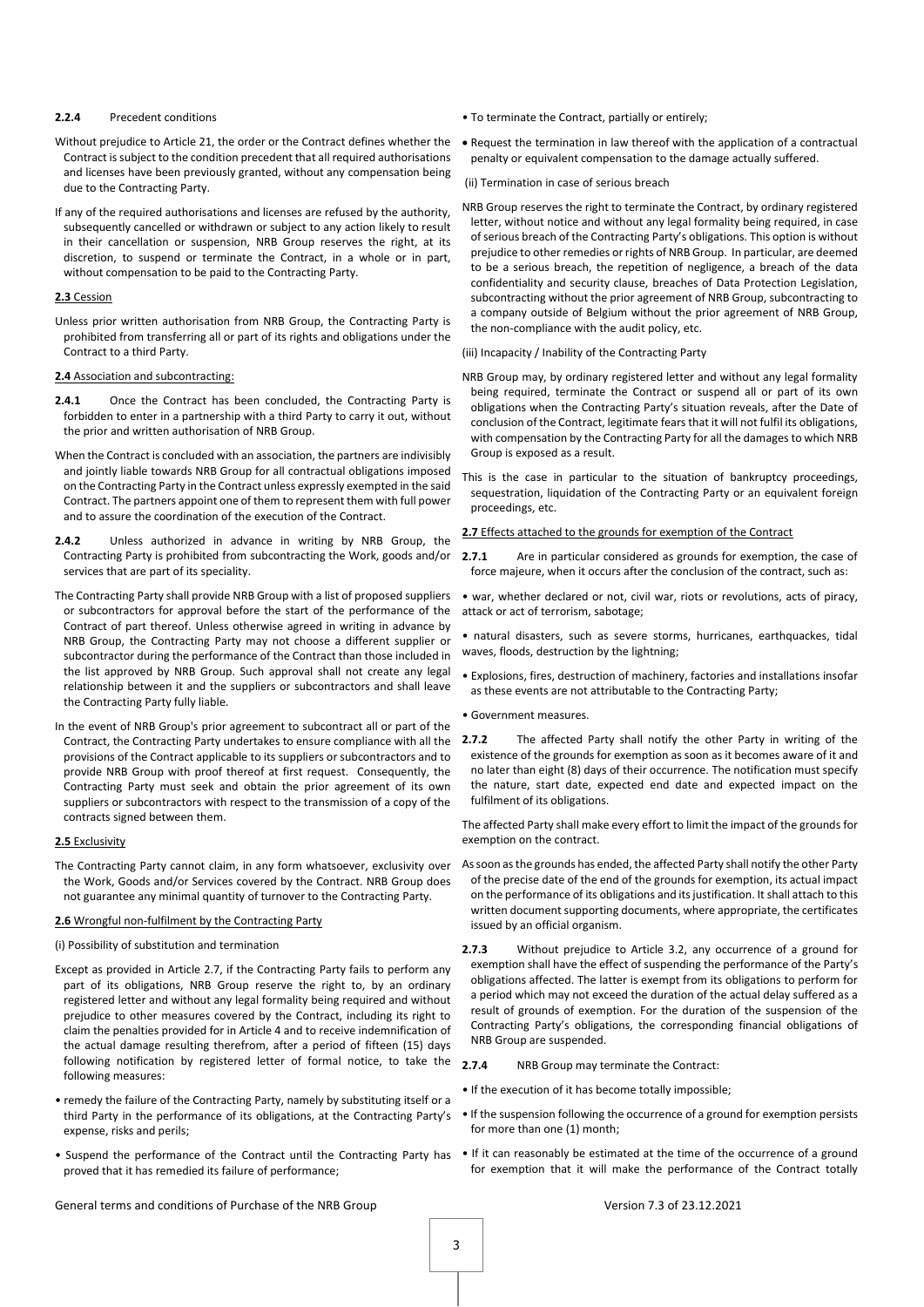**2.2.4** Precedent conditions

Without prejudice to Article 21, the order or the Contract defines whether the Contract is subject to the condition precedent that all required authorisations and licenses have been previously granted, without any compensation being due to the Contracting Party.

If any of the required authorisations and licenses are refused by the authority, subsequently cancelled or withdrawn or subject to any action likely to result in their cancellation or suspension, NRB Group reserves the right, at its discretion, to suspend or terminate the Contract, in a whole or in part, without compensation to be paid to the Contracting Party.

**2.3** Cession

Unless prior written authorisation from NRB Group, the Contracting Party is prohibited from transferring all or part of its rights and obligations under the Contract to a third Party.

**2.4** Association and subcontracting:

**2.4.1** Once the Contract has been concluded, the Contracting Party is forbidden to enter in a partnership with a third Party to carry it out, without the prior and written authorisation of NRB Group.

When the Contract is concluded with an association, the partners are indivisibly and jointly liable towards NRB Group for all contractual obligations imposed on the Contracting Party in the Contract unless expressly exempted in the said Contract. The partners appoint one of them to represent them with full power and to assure the coordination of the execution of the Contract.

**2.4.2** Unless authorized in advance in writing by NRB Group, the Contracting Party is prohibited from subcontracting the Work, goods and/or services that are part of its speciality.

The Contracting Party shall provide NRB Group with a list of proposed suppliers or subcontractors for approval before the start of the performance of the Contract of part thereof. Unless otherwise agreed in writing in advance by NRB Group, the Contracting Party may not choose a different supplier or subcontractor during the performance of the Contract than those included in the list approved by NRB Group. Such approval shall not create any legal relationship between it and the suppliers or subcontractors and shall leave the Contracting Party fully liable.

In the event of NRB Group's prior agreement to subcontract all or part of the Contract, the Contracting Party undertakes to ensure compliance with all the provisions of the Contract applicable to its suppliers or subcontractors and to provide NRB Group with proof thereof at first request. Consequently, the Contracting Party must seek and obtain the prior agreement of its own suppliers or subcontractors with respect to the transmission of a copy of the contracts signed between them.

**2.5** Exclusivity

The Contracting Party cannot claim, in any form whatsoever, exclusivity over the Work, Goods and/or Services covered by the Contract. NRB Group does not guarantee any minimal quantity of turnover to the Contracting Party.

**2.6** Wrongful non-fulfilment by the Contracting Party

(i) Possibility of substitution and termination

Except as provided in Article 2.7, if the Contracting Party fails to perform any part of its obligations, NRB Group reserve the right to, by an ordinary registered letter and without any legal formality being required and without prejudice to other measures covered by the Contract, including its right to claim the penalties provided for in Article 4 and to receive indemnification of the actual damage resulting therefrom, after a period of fifteen (15) days following notification by registered letter of formal notice, to take the following measures:

- remedy the failure of the Contracting Party, namely by substituting itself or a third Party in the performance of its obligations, at the Contracting Party's expense, risks and perils;
- Suspend the performance of the Contract until the Contracting Party has proved that it has remedied its failure of performance;
- To terminate the Contract, partially or entirely;
- Request the termination in law thereof with the application of a contractual penalty or equivalent compensation to the damage actually suffered.

(ii) Termination in case of serious breach

NRB Group reserves the right to terminate the Contract, by ordinary registered letter, without notice and without any legal formality being required, in case of serious breach of the Contracting Party's obligations. This option is without prejudice to other remedies or rights of NRB Group. In particular, are deemed to be a serious breach, the repetition of negligence, a breach of the data confidentiality and security clause, breaches of Data Protection Legislation, subcontracting without the prior agreement of NRB Group, subcontracting to a company outside of Belgium without the prior agreement of NRB Group, the non-compliance with the audit policy, etc.

(iii) Incapacity / Inability of the Contracting Party

NRB Group may, by ordinary registered letter and without any legal formality being required, terminate the Contract or suspend all or part of its own obligations when the Contracting Party's situation reveals, after the Date of conclusion of the Contract, legitimate fears that it will not fulfil its obligations, with compensation by the Contracting Party for all the damages to which NRB Group is exposed as a result.

This is the case in particular to the situation of bankruptcy proceedings, sequestration, liquidation of the Contracting Party or an equivalent foreign proceedings, etc.

**2.7** Effects attached to the grounds for exemption of the Contract

**2.7.1** Are in particular considered as grounds for exemption, the case of force majeure, when it occurs after the conclusion of the contract, such as:

- war, whether declared or not, civil war, riots or revolutions, acts of piracy, attack or act of terrorism, sabotage;
- natural disasters, such as severe storms, hurricanes, earthquackes, tidal waves, floods, destruction by the lightning;
- Explosions, fires, destruction of machinery, factories and installations insofar as these events are not attributable to the Contracting Party;
- Government measures.

**2.7.2** The affected Party shall notify the other Party in writing of the existence of the grounds for exemption as soon as it becomes aware of it and no later than eight (8) days of their occurrence. The notification must specify the nature, start date, expected end date and expected impact on the fulfilment of its obligations.

The affected Party shall make every effort to limit the impact of the grounds for exemption on the contract.

As soon as the grounds has ended, the affected Party shall notify the other Party of the precise date of the end of the grounds for exemption, its actual impact on the performance of its obligations and its justification. It shall attach to this written document supporting documents, where appropriate, the certificates issued by an official organism.

**2.7.3** Without prejudice to Article 3.2, any occurrence of a ground for exemption shall have the effect of suspending the performance of the Party's obligations affected. The latter is exempt from its obligations to perform for a period which may not exceed the duration of the actual delay suffered as a result of grounds of exemption. For the duration of the suspension of the Contracting Party's obligations, the corresponding financial obligations of NRB Group are suspended.

**2.7.4** NRB Group may terminate the Contract:

- If the execution of it has become totally impossible;
- If the suspension following the occurrence of a ground for exemption persists for more than one (1) month;
- If it can reasonably be estimated at the time of the occurrence of a ground for exemption that it will make the performance of the Contract totally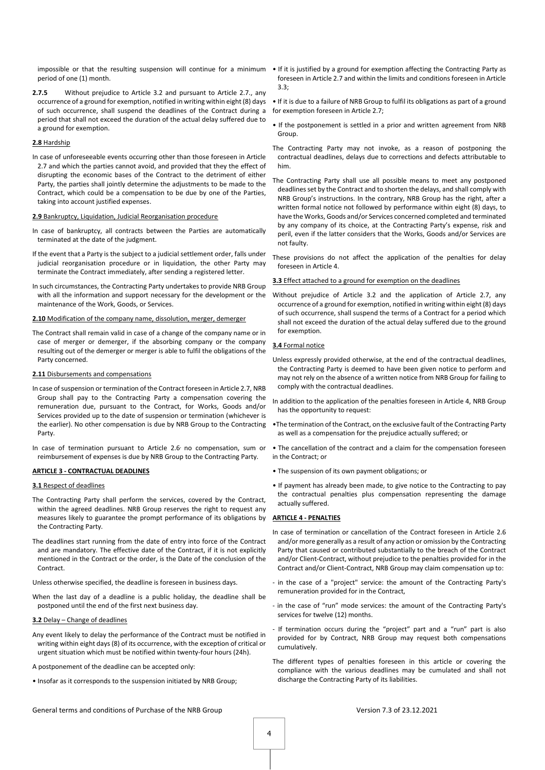impossible or that the resulting suspension will continue for a minimum period of one (1) month.

**2.7.5** Without prejudice to Article 3.2 and pursuant to Article 2.7., any occurrence of a ground for exemption, notified in writing within eight (8) days of such occurrence, shall suspend the deadlines of the Contract during a period that shall not exceed the duration of the actual delay suffered due to a ground for exemption.

**2.8** Hardship

In case of unforeseeable events occurring other than those foreseen in Article 2.7 and which the parties cannot avoid, and provided that they the effect of disrupting the economic bases of the Contract to the detriment of either Party, the parties shall jointly determine the adjustments to be made to the Contract, which could be a compensation to be due by one of the Parties, taking into account justified expenses.

**2.9** Bankruptcy, Liquidation, Judicial Reorganisation procedure

In case of bankruptcy, all contracts between the Parties are automatically terminated at the date of the judgment.

If the event that a Party is the subject to a judicial settlement order, falls under judicial reorganisation procedure or in liquidation, the other Party may terminate the Contract immediately, after sending a registered letter.

In such circumstances, the Contracting Party undertakes to provide NRB Group with all the information and support necessary for the development or the maintenance of the Work, Goods, or Services.

**2.10** Modification of the company name, dissolution, merger, demerger

The Contract shall remain valid in case of a change of the company name or in case of merger or demerger, if the absorbing company or the company resulting out of the demerger or merger is able to fulfil the obligations of the Party concerned.

**2.11** Disbursements and compensations

In case of suspension or termination of the Contract foreseen in Article 2.7, NRB Group shall pay to the Contracting Party a compensation covering the remuneration due, pursuant to the Contract, for Works, Goods and/or Services provided up to the date of suspension or termination (whichever is the earlier). No other compensation is due by NRB Group to the Contracting Party.

In case of termination pursuant to Article 2.6, no compensation, sum or reimbursement of expenses is due by NRB Group to the Contracting Party.

## ARTICLE 3 - CONTRACTUAL DEADLINES

**3.1** Respect of deadlines

The Contracting Party shall perform the services, covered by the Contract, within the agreed deadlines. NRB Group reserves the right to request any measures likely to guarantee the prompt performance of its obligations by the Contracting Party.

The deadlines start running from the date of entry into force of the Contract and are mandatory. The effective date of the Contract, if it is not explicitly mentioned in the Contract or the order, is the Date of the conclusion of the Contract.

Unless otherwise specified, the deadline is foreseen in business days.

When the last day of a deadline is a public holiday, the deadline shall be postponed until the end of the first next business day.

**3.2** Delay – Change of deadlines

Any event likely to delay the performance of the Contract must be notified in writing within eight days (8) of its occurrence, with the exception of critical or urgent situation which must be notified within twenty-four hours (24h).

A postponement of the deadline can be accepted only:

- Insofar as it corresponds to the suspension initiated by NRB Group;
- If it is justified by a ground for exemption affecting the Contracting Party as foreseen in Article 2.7 and within the limits and conditions foreseen in Article 3.3;
- If it is due to a failure of NRB Group to fulfil its obligations as part of a ground for exemption foreseen in Article 2.7;
- If the postponement is settled in a prior and written agreement from NRB Group.

The Contracting Party may not invoke, as a reason of postponing the contractual deadlines, delays due to corrections and defects attributable to him.

The Contracting Party shall use all possible means to meet any postponed deadlines set by the Contract and to shorten the delays, and shall comply with NRB Group's instructions. In the contrary, NRB Group has the right, after a written formal notice not followed by performance within eight (8) days, to have the Works, Goods and/or Services concerned completed and terminated by any company of its choice, at the Contracting Party's expense, risk and peril, even if the latter considers that the Works, Goods and/or Services are not faulty.

These provisions do not affect the application of the penalties for delay foreseen in Article 4.

**3.3** Effect attached to a ground for exemption on the deadlines

Without prejudice of Article 3.2 and the application of Article 2.7, any occurrence of a ground for exemption, notified in writing within eight (8) days of such occurrence, shall suspend the terms of a Contract for a period which shall not exceed the duration of the actual delay suffered due to the ground for exemption.

**3.4** Formal notice

Unless expressly provided otherwise, at the end of the contractual deadlines, the Contracting Party is deemed to have been given notice to perform and may not rely on the absence of a written notice from NRB Group for failing to comply with the contractual deadlines.

In addition to the application of the penalties foreseen in Article 4, NRB Group has the opportunity to request:

- The termination of the Contract, on the exclusive fault of the Contracting Party as well as a compensation for the prejudice actually suffered; or
- The cancellation of the contract and a claim for the compensation foreseen in the Contract; or
- The suspension of its own payment obligations; or
- If payment has already been made, to give notice to the Contracting to pay the contractual penalties plus compensation representing the damage actually suffered.

## ARTICLE 4 - PENALTIES

In case of termination or cancellation of the Contract foreseen in Article 2.6 and/or more generally as a result of any action or omission by the Contracting Party that caused or contributed substantially to the breach of the Contract and/or Client-Contract, without prejudice to the penalties provided for in the Contract and/or Client-Contract, NRB Group may claim compensation up to:

- in the case of a "project" service: the amount of the Contracting Party's remuneration provided for in the Contract,
- in the case of "run" mode services: the amount of the Contracting Party's services for twelve (12) months.
- If termination occurs during the "project" part and a "run" part is also provided for by Contract, NRB Group may request both compensations cumulatively.

The different types of penalties foreseen in this article or covering the compliance with the various deadlines may be cumulated and shall not discharge the Contracting Party of its liabilities.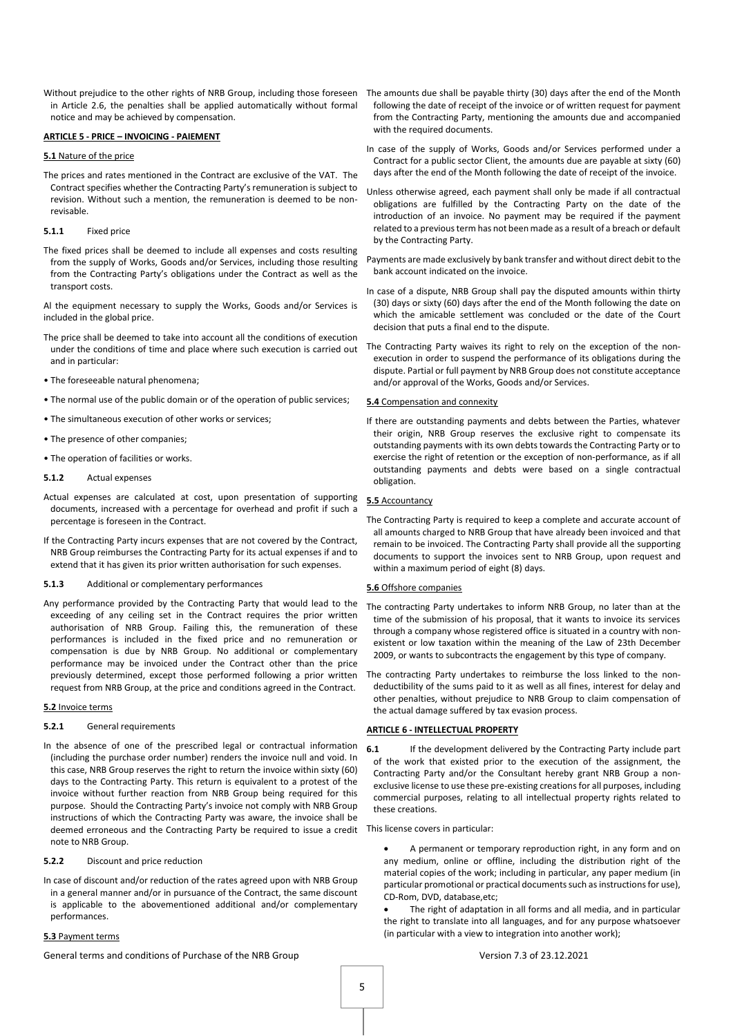Without prejudice to the other rights of NRB Group, including those foreseen in Article 2.6, the penalties shall be applied automatically without formal notice and may be achieved by compensation.

## ARTICLE 5 - PRICE – INVOICING - PAIEMENT

### 5.1 Nature of the price

The prices and rates mentioned in the Contract are exclusive of the VAT. The Contract specifies whether the Contracting Party's remuneration is subject to revision. Without such a mention, the remuneration is deemed to be non-revisable.

#### 5.1.1 Fixed price

The fixed prices shall be deemed to include all expenses and costs resulting from the supply of Works, Goods and/or Services, including those resulting from the Contracting Party's obligations under the Contract as well as the transport costs.

Al the equipment necessary to supply the Works, Goods and/or Services is included in the global price.

The price shall be deemed to take into account all the conditions of execution under the conditions of time and place where such execution is carried out and in particular:

- The foreseeable natural phenomena;
- The normal use of the public domain or of the operation of public services;
- The simultaneous execution of other works or services;
- The presence of other companies;
- The operation of facilities or works.

#### 5.1.2 Actual expenses

Actual expenses are calculated at cost, upon presentation of supporting documents, increased with a percentage for overhead and profit if such a percentage is foreseen in the Contract.

If the Contracting Party incurs expenses that are not covered by the Contract, NRB Group reimburses the Contracting Party for its actual expenses if and to extend that it has given its prior written authorisation for such expenses.

#### 5.1.3 Additional or complementary performances

Any performance provided by the Contracting Party that would lead to the exceeding of any ceiling set in the Contract requires the prior written authorisation of NRB Group. Failing this, the remuneration of these performances is included in the fixed price and no remuneration or compensation is due by NRB Group. No additional or complementary performance may be invoiced under the Contract other than the price previously determined, except those performed following a prior written request from NRB Group, at the price and conditions agreed in the Contract.

### 5.2 Invoice terms

#### 5.2.1 General requirements

In the absence of one of the prescribed legal or contractual information (including the purchase order number) renders the invoice null and void. In this case, NRB Group reserves the right to return the invoice within sixty (60) days to the Contracting Party. This return is equivalent to a protest of the invoice without further reaction from NRB Group being required for this purpose. Should the Contracting Party's invoice not comply with NRB Group instructions of which the Contracting Party was aware, the invoice shall be deemed erroneous and the Contracting Party be required to issue a credit note to NRB Group.

#### 5.2.2 Discount and price reduction

In case of discount and/or reduction of the rates agreed upon with NRB Group in a general manner and/or in pursuance of the Contract, the same discount is applicable to the abovementioned additional and/or complementary performances.

### 5.3 Payment terms

The amounts due shall be payable thirty (30) days after the end of the Month following the date of receipt of the invoice or of written request for payment from the Contracting Party, mentioning the amounts due and accompanied with the required documents.

In case of the supply of Works, Goods and/or Services performed under a Contract for a public sector Client, the amounts due are payable at sixty (60) days after the end of the Month following the date of receipt of the invoice.

Unless otherwise agreed, each payment shall only be made if all contractual obligations are fulfilled by the Contracting Party on the date of the introduction of an invoice. No payment may be required if the payment related to a previous term has not been made as a result of a breach or default by the Contracting Party.

Payments are made exclusively by bank transfer and without direct debit to the bank account indicated on the invoice.

In case of a dispute, NRB Group shall pay the disputed amounts within thirty (30) days or sixty (60) days after the end of the Month following the date on which the amicable settlement was concluded or the date of the Court decision that puts a final end to the dispute.

The Contracting Party waives its right to rely on the exception of the non-execution in order to suspend the performance of its obligations during the dispute. Partial or full payment by NRB Group does not constitute acceptance and/or approval of the Works, Goods and/or Services.

### 5.4 Compensation and connexity

If there are outstanding payments and debts between the Parties, whatever their origin, NRB Group reserves the exclusive right to compensate its outstanding payments with its own debts towards the Contracting Party or to exercise the right of retention or the exception of non-performance, as if all outstanding payments and debts were based on a single contractual obligation.

### 5.5 Accountancy

The Contracting Party is required to keep a complete and accurate account of all amounts charged to NRB Group that have already been invoiced and that remain to be invoiced. The Contracting Party shall provide all the supporting documents to support the invoices sent to NRB Group, upon request and within a maximum period of eight (8) days.

### 5.6 Offshore companies

The contracting Party undertakes to inform NRB Group, no later than at the time of the submission of his proposal, that it wants to invoice its services through a company whose registered office is situated in a country with non-existent or low taxation within the meaning of the Law of 23th December 2009, or wants to subcontracts the engagement by this type of company.

The contracting Party undertakes to reimburse the loss linked to the non-deductibility of the sums paid to it as well as all fines, interest for delay and other penalties, without prejudice to NRB Group to claim compensation of the actual damage suffered by tax evasion process.

## ARTICLE 6 - INTELLECTUAL PROPERTY

**6.1** If the development delivered by the Contracting Party include part of the work that existed prior to the execution of the assignment, the Contracting Party and/or the Consultant hereby grant NRB Group a non-exclusive license to use these pre-existing creations for all purposes, including commercial purposes, relating to all intellectual property rights related to these creations.

This license covers in particular:

- A permanent or temporary reproduction right, in any form and on any medium, online or offline, including the distribution right of the material copies of the work; including in particular, any paper medium (in particular promotional or practical documents such as instructions for use), CD-Rom, DVD, database,etc;
- The right of adaptation in all forms and all media, and in particular the right to translate into all languages, and for any purpose whatsoever (in particular with a view to integration into another work);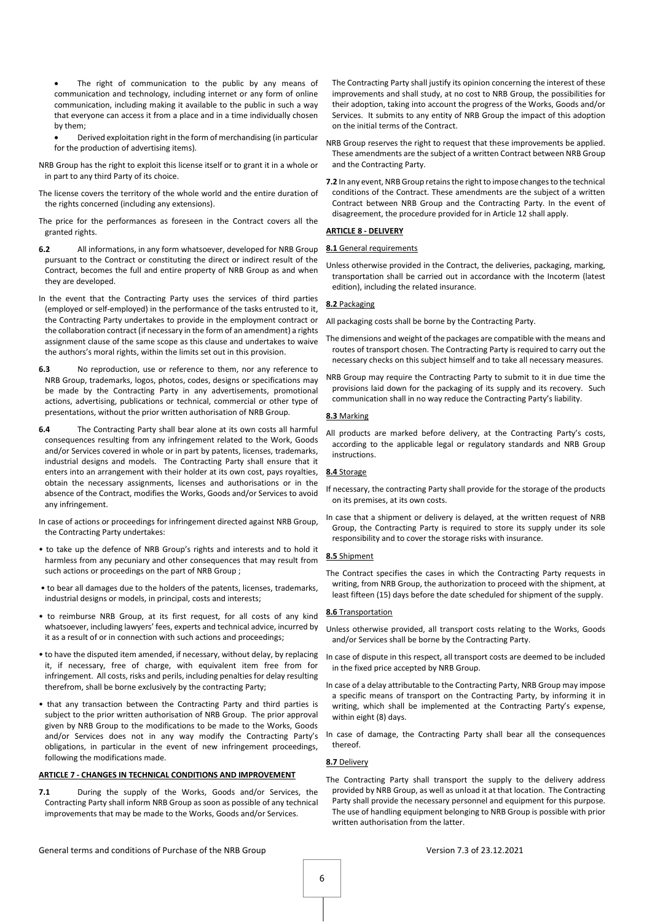- The right of communication to the public by any means of communication and technology, including internet or any form of online communication, including making it available to the public in such a way that everyone can access it from a place and in a time individually chosen by them;
- Derived exploitation right in the form of merchandising (in particular for the production of advertising items).

NRB Group has the right to exploit this license itself or to grant it in a whole or in part to any third Party of its choice.

The license covers the territory of the whole world and the entire duration of the rights concerned (including any extensions).

The price for the performances as foreseen in the Contract covers all the granted rights.

**6.2** All informations, in any form whatsoever, developed for NRB Group pursuant to the Contract or constituting the direct or indirect result of the Contract, becomes the full and entire property of NRB Group as and when they are developed.

In the event that the Contracting Party uses the services of third parties (employed or self-employed) in the performance of the tasks entrusted to it, the Contracting Party undertakes to provide in the employment contract or the collaboration contract (if necessary in the form of an amendment) a rights assignment clause of the same scope as this clause and undertakes to waive the authors's moral rights, within the limits set out in this provision.

**6.3** No reproduction, use or reference to them, nor any reference to NRB Group, trademarks, logos, photos, codes, designs or specifications may be made by the Contracting Party in any advertisements, promotional actions, advertising, publications or technical, commercial or other type of presentations, without the prior written authorisation of NRB Group.

**6.4** The Contracting Party shall bear alone at its own costs all harmful consequences resulting from any infringement related to the Work, Goods and/or Services covered in whole or in part by patents, licenses, trademarks, industrial designs and models. The Contracting Party shall ensure that it enters into an arrangement with their holder at its own cost, pays royalties, obtain the necessary assignments, licenses and authorisations or in the absence of the Contract, modifies the Works, Goods and/or Services to avoid any infringement.

In case of actions or proceedings for infringement directed against NRB Group, the Contracting Party undertakes:

- to take up the defence of NRB Group's rights and interests and to hold it harmless from any pecuniary and other consequences that may result from such actions or proceedings on the part of NRB Group ;
- to bear all damages due to the holders of the patents, licenses, trademarks, industrial designs or models, in principal, costs and interests;
- to reimburse NRB Group, at its first request, for all costs of any kind whatsoever, including lawyers' fees, experts and technical advice, incurred by it as a result of or in connection with such actions and proceedings;
- to have the disputed item amended, if necessary, without delay, by replacing it, if necessary, free of charge, with equivalent item free from for infringement. All costs, risks and perils, including penalties for delay resulting therefrom, shall be borne exclusively by the contracting Party;
- that any transaction between the Contracting Party and third parties is subject to the prior written authorisation of NRB Group. The prior approval given by NRB Group to the modifications to be made to the Works, Goods and/or Services does not in any way modify the Contracting Party's obligations, in particular in the event of new infringement proceedings, following the modifications made.

## ARTICLE 7 - CHANGES IN TECHNICAL CONDITIONS AND IMPROVEMENT

**7.1** During the supply of the Works, Goods and/or Services, the Contracting Party shall inform NRB Group as soon as possible of any technical improvements that may be made to the Works, Goods and/or Services.

The Contracting Party shall justify its opinion concerning the interest of these improvements and shall study, at no cost to NRB Group, the possibilities for their adoption, taking into account the progress of the Works, Goods and/or Services. It submits to any entity of NRB Group the impact of this adoption on the initial terms of the Contract.

NRB Group reserves the right to request that these improvements be applied. These amendments are the subject of a written Contract between NRB Group and the Contracting Party.

**7.2** In any event, NRB Group retains the right to impose changes to the technical conditions of the Contract. These amendments are the subject of a written Contract between NRB Group and the Contracting Party. In the event of disagreement, the procedure provided for in Article 12 shall apply.

## ARTICLE 8 - DELIVERY

**8.1** General requirements

Unless otherwise provided in the Contract, the deliveries, packaging, marking, transportation shall be carried out in accordance with the Incoterm (latest edition), including the related insurance.

**8.2** Packaging

All packaging costs shall be borne by the Contracting Party.

The dimensions and weight of the packages are compatible with the means and routes of transport chosen. The Contracting Party is required to carry out the necessary checks on this subject himself and to take all necessary measures.

NRB Group may require the Contracting Party to submit to it in due time the provisions laid down for the packaging of its supply and its recovery. Such communication shall in no way reduce the Contracting Party's liability.

**8.3** Marking

All products are marked before delivery, at the Contracting Party's costs, according to the applicable legal or regulatory standards and NRB Group instructions.

**8.4** Storage

If necessary, the contracting Party shall provide for the storage of the products on its premises, at its own costs.

In case that a shipment or delivery is delayed, at the written request of NRB Group, the Contracting Party is required to store its supply under its sole responsibility and to cover the storage risks with insurance.

**8.5** Shipment

The Contract specifies the cases in which the Contracting Party requests in writing, from NRB Group, the authorization to proceed with the shipment, at least fifteen (15) days before the date scheduled for shipment of the supply.

**8.6** Transportation

Unless otherwise provided, all transport costs relating to the Works, Goods and/or Services shall be borne by the Contracting Party.

In case of dispute in this respect, all transport costs are deemed to be included in the fixed price accepted by NRB Group.

In case of a delay attributable to the Contracting Party, NRB Group may impose a specific means of transport on the Contracting Party, by informing it in writing, which shall be implemented at the Contracting Party's expense, within eight (8) days.

In case of damage, the Contracting Party shall bear all the consequences thereof.

**8.7** Delivery

The Contracting Party shall transport the supply to the delivery address provided by NRB Group, as well as unload it at that location. The Contracting Party shall provide the necessary personnel and equipment for this purpose. The use of handling equipment belonging to NRB Group is possible with prior written authorisation from the latter.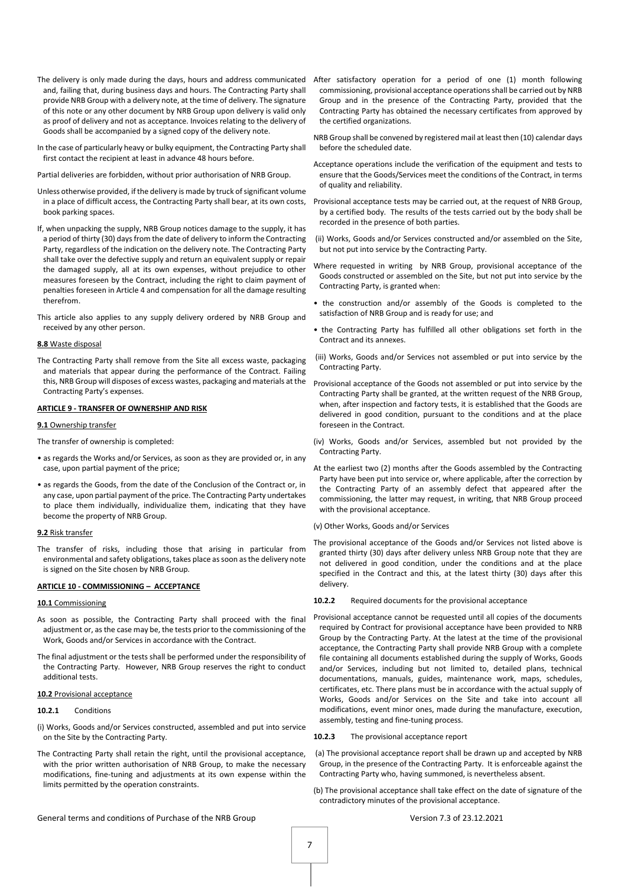The delivery is only made during the days, hours and address communicated and, failing that, during business days and hours. The Contracting Party shall provide NRB Group with a delivery note, at the time of delivery. The signature of this note or any other document by NRB Group upon delivery is valid only as proof of delivery and not as acceptance. Invoices relating to the delivery of Goods shall be accompanied by a signed copy of the delivery note.

In the case of particularly heavy or bulky equipment, the Contracting Party shall first contact the recipient at least in advance 48 hours before.

Partial deliveries are forbidden, without prior authorisation of NRB Group.

Unless otherwise provided, if the delivery is made by truck of significant volume in a place of difficult access, the Contracting Party shall bear, at its own costs, book parking spaces.

If, when unpacking the supply, NRB Group notices damage to the supply, it has a period of thirty (30) days from the date of delivery to inform the Contracting Party, regardless of the indication on the delivery note. The Contracting Party shall take over the defective supply and return an equivalent supply or repair the damaged supply, all at its own expenses, without prejudice to other measures foreseen by the Contract, including the right to claim payment of penalties foreseen in Article 4 and compensation for all the damage resulting therefrom.

This article also applies to any supply delivery ordered by NRB Group and received by any other person.

**8.8** Waste disposal

The Contracting Party shall remove from the Site all excess waste, packaging and materials that appear during the performance of the Contract. Failing this, NRB Group will disposes of excess wastes, packaging and materials at the Contracting Party's expenses.

## ARTICLE 9 - TRANSFER OF OWNERSHIP AND RISK

**9.1** Ownership transfer

The transfer of ownership is completed:

- as regards the Works and/or Services, as soon as they are provided or, in any case, upon partial payment of the price;
- as regards the Goods, from the date of the Conclusion of the Contract or, in any case, upon partial payment of the price. The Contracting Party undertakes to place them individually, individualize them, indicating that they have become the property of NRB Group.

**9.2** Risk transfer

The transfer of risks, including those that arising in particular from environmental and safety obligations, takes place as soon as the delivery note is signed on the Site chosen by NRB Group.

## ARTICLE 10 - COMMISSIONING – ACCEPTANCE

**10.1** Commissioning

As soon as possible, the Contracting Party shall proceed with the final adjustment or, as the case may be, the tests prior to the commissioning of the Work, Goods and/or Services in accordance with the Contract.

The final adjustment or the tests shall be performed under the responsibility of the Contracting Party. However, NRB Group reserves the right to conduct additional tests.

**10.2** Provisional acceptance

**10.2.1** Conditions

(i) Works, Goods and/or Services constructed, assembled and put into service on the Site by the Contracting Party.

The Contracting Party shall retain the right, until the provisional acceptance, with the prior written authorisation of NRB Group, to make the necessary modifications, fine-tuning and adjustments at its own expense within the limits permitted by the operation constraints.

After satisfactory operation for a period of one (1) month following commissioning, provisional acceptance operations shall be carried out by NRB Group and in the presence of the Contracting Party, provided that the Contracting Party has obtained the necessary certificates from approved by the certified organizations.

NRB Group shall be convened by registered mail at least then (10) calendar days before the scheduled date.

Acceptance operations include the verification of the equipment and tests to ensure that the Goods/Services meet the conditions of the Contract, in terms of quality and reliability.

Provisional acceptance tests may be carried out, at the request of NRB Group, by a certified body. The results of the tests carried out by the body shall be recorded in the presence of both parties.

(ii) Works, Goods and/or Services constructed and/or assembled on the Site, but not put into service by the Contracting Party.

Where requested in writing by NRB Group, provisional acceptance of the Goods constructed or assembled on the Site, but not put into service by the Contracting Party, is granted when:

- the construction and/or assembly of the Goods is completed to the satisfaction of NRB Group and is ready for use; and
- the Contracting Party has fulfilled all other obligations set forth in the Contract and its annexes.

(iii) Works, Goods and/or Services not assembled or put into service by the Contracting Party.

Provisional acceptance of the Goods not assembled or put into service by the Contracting Party shall be granted, at the written request of the NRB Group, when, after inspection and factory tests, it is established that the Goods are delivered in good condition, pursuant to the conditions and at the place foreseen in the Contract.

(iv) Works, Goods and/or Services, assembled but not provided by the Contracting Party.

At the earliest two (2) months after the Goods assembled by the Contracting Party have been put into service or, where applicable, after the correction by the Contracting Party of an assembly defect that appeared after the commissioning, the latter may request, in writing, that NRB Group proceed with the provisional acceptance.

(v) Other Works, Goods and/or Services

The provisional acceptance of the Goods and/or Services not listed above is granted thirty (30) days after delivery unless NRB Group note that they are not delivered in good condition, under the conditions and at the place specified in the Contract and this, at the latest thirty (30) days after this delivery.

**10.2.2** Required documents for the provisional acceptance

Provisional acceptance cannot be requested until all copies of the documents required by Contract for provisional acceptance have been provided to NRB Group by the Contracting Party. At the latest at the time of the provisional acceptance, the Contracting Party shall provide NRB Group with a complete file containing all documents established during the supply of Works, Goods and/or Services, including but not limited to, detailed plans, technical documentations, manuals, guides, maintenance work, maps, schedules, certificates, etc. There plans must be in accordance with the actual supply of Works, Goods and/or Services on the Site and take into account all modifications, event minor ones, made during the manufacture, execution, assembly, testing and fine-tuning process.

**10.2.3** The provisional acceptance report

(a) The provisional acceptance report shall be drawn up and accepted by NRB Group, in the presence of the Contracting Party. It is enforceable against the Contracting Party who, having summoned, is nevertheless absent.

(b) The provisional acceptance shall take effect on the date of signature of the contradictory minutes of the provisional acceptance.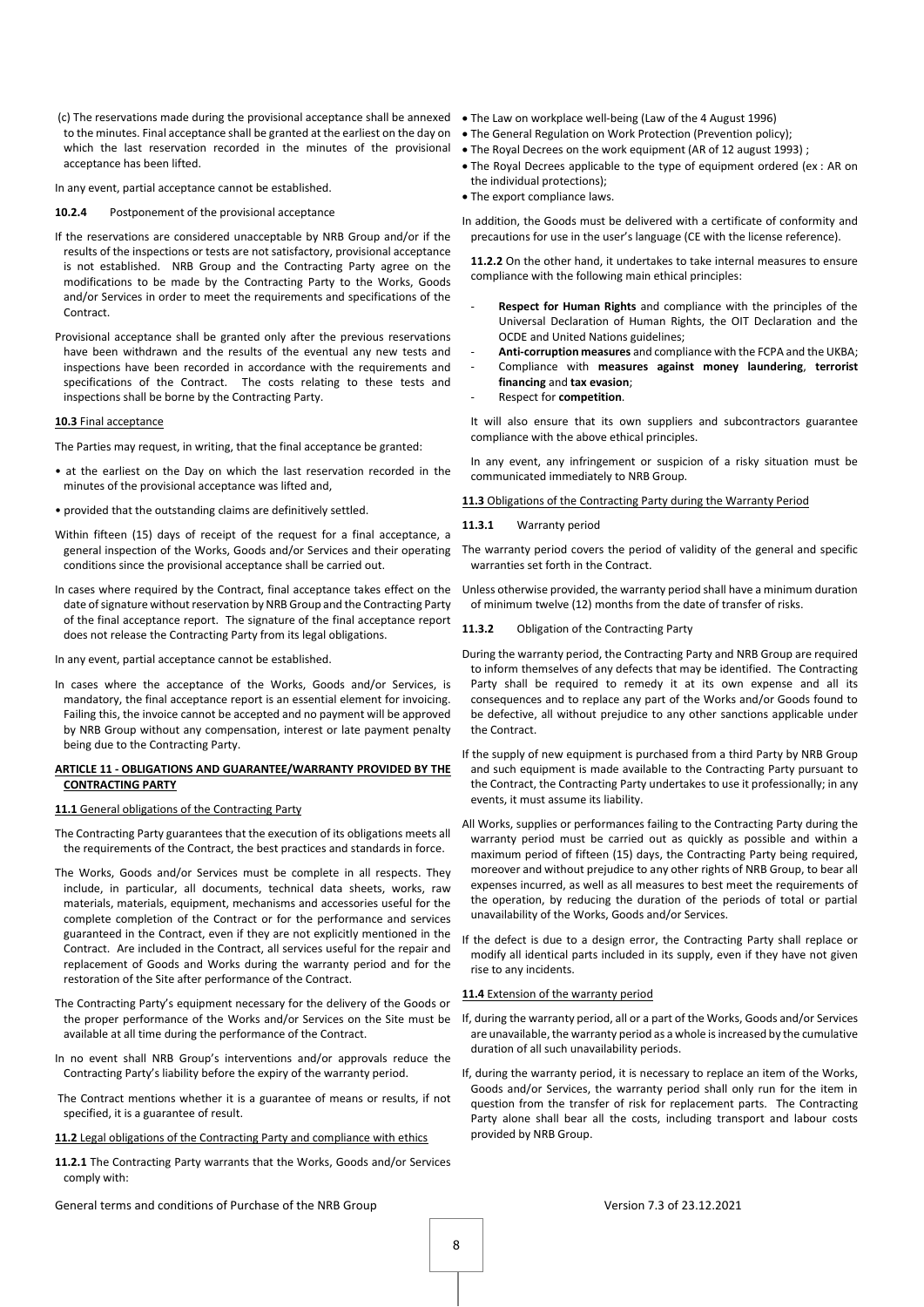(c) The reservations made during the provisional acceptance shall be annexed to the minutes. Final acceptance shall be granted at the earliest on the day on which the last reservation recorded in the minutes of the provisional acceptance has been lifted.

In any event, partial acceptance cannot be established.

**10.2.4** Postponement of the provisional acceptance

If the reservations are considered unacceptable by NRB Group and/or if the results of the inspections or tests are not satisfactory, provisional acceptance is not established. NRB Group and the Contracting Party agree on the modifications to be made by the Contracting Party to the Works, Goods and/or Services in order to meet the requirements and specifications of the Contract.

Provisional acceptance shall be granted only after the previous reservations have been withdrawn and the results of the eventual any new tests and inspections have been recorded in accordance with the requirements and specifications of the Contract. The costs relating to these tests and inspections shall be borne by the Contracting Party.

**10.3** Final acceptance

The Parties may request, in writing, that the final acceptance be granted:

- at the earliest on the Day on which the last reservation recorded in the minutes of the provisional acceptance was lifted and,
- provided that the outstanding claims are definitively settled.

Within fifteen (15) days of receipt of the request for a final acceptance, a general inspection of the Works, Goods and/or Services and their operating conditions since the provisional acceptance shall be carried out.

In cases where required by the Contract, final acceptance takes effect on the date of signature without reservation by NRB Group and the Contracting Party of the final acceptance report. The signature of the final acceptance report does not release the Contracting Party from its legal obligations.

In any event, partial acceptance cannot be established.

In cases where the acceptance of the Works, Goods and/or Services, is mandatory, the final acceptance report is an essential element for invoicing. Failing this, the invoice cannot be accepted and no payment will be approved by NRB Group without any compensation, interest or late payment penalty being due to the Contracting Party.

## ARTICLE 11 - OBLIGATIONS AND GUARANTEE/WARRANTY PROVIDED BY THE CONTRACTING PARTY

**11.1** General obligations of the Contracting Party

The Contracting Party guarantees that the execution of its obligations meets all the requirements of the Contract, the best practices and standards in force.

The Works, Goods and/or Services must be complete in all respects. They include, in particular, all documents, technical data sheets, works, raw materials, materials, equipment, mechanisms and accessories useful for the complete completion of the Contract or for the performance and services guaranteed in the Contract, even if they are not explicitly mentioned in the Contract. Are included in the Contract, all services useful for the repair and replacement of Goods and Works during the warranty period and for the restoration of the Site after performance of the Contract.

The Contracting Party's equipment necessary for the delivery of the Goods or the proper performance of the Works and/or Services on the Site must be available at all time during the performance of the Contract.

In no event shall NRB Group's interventions and/or approvals reduce the Contracting Party's liability before the expiry of the warranty period.

The Contract mentions whether it is a guarantee of means or results, if not specified, it is a guarantee of result.

**11.2** Legal obligations of the Contracting Party and compliance with ethics

**11.2.1** The Contracting Party warrants that the Works, Goods and/or Services comply with:

- The Law on workplace well-being (Law of the 4 August 1996)
- The General Regulation on Work Protection (Prevention policy);
- The Royal Decrees on the work equipment (AR of 12 august 1993) ;
- The Royal Decrees applicable to the type of equipment ordered (ex : AR on the individual protections);
- The export compliance laws.

In addition, the Goods must be delivered with a certificate of conformity and precautions for use in the user's language (CE with the license reference).

**11.2.2** On the other hand, it undertakes to take internal measures to ensure compliance with the following main ethical principles:

- **Respect for Human Rights** and compliance with the principles of the Universal Declaration of Human Rights, the OIT Declaration and the OCDE and United Nations guidelines;
- **Anti-corruption measures** and compliance with the FCPA and the UKBA;
- Compliance with **measures against money laundering**, **terrorist financing** and **tax evasion**;
- Respect for **competition**.

It will also ensure that its own suppliers and subcontractors guarantee compliance with the above ethical principles.

In any event, any infringement or suspicion of a risky situation must be communicated immediately to NRB Group.

**11.3** Obligations of the Contracting Party during the Warranty Period

**11.3.1** Warranty period

The warranty period covers the period of validity of the general and specific warranties set forth in the Contract.

Unless otherwise provided, the warranty period shall have a minimum duration of minimum twelve (12) months from the date of transfer of risks.

**11.3.2** Obligation of the Contracting Party

During the warranty period, the Contracting Party and NRB Group are required to inform themselves of any defects that may be identified. The Contracting Party shall be required to remedy it at its own expense and all its consequences and to replace any part of the Works and/or Goods found to be defective, all without prejudice to any other sanctions applicable under the Contract.

If the supply of new equipment is purchased from a third Party by NRB Group and such equipment is made available to the Contracting Party pursuant to the Contract, the Contracting Party undertakes to use it professionally; in any events, it must assume its liability.

All Works, supplies or performances failing to the Contracting Party during the warranty period must be carried out as quickly as possible and within a maximum period of fifteen (15) days, the Contracting Party being required, moreover and without prejudice to any other rights of NRB Group, to bear all expenses incurred, as well as all measures to best meet the requirements of the operation, by reducing the duration of the periods of total or partial unavailability of the Works, Goods and/or Services.

If the defect is due to a design error, the Contracting Party shall replace or modify all identical parts included in its supply, even if they have not given rise to any incidents.

**11.4** Extension of the warranty period

If, during the warranty period, all or a part of the Works, Goods and/or Services are unavailable, the warranty period as a whole is increased by the cumulative duration of all such unavailability periods.

If, during the warranty period, it is necessary to replace an item of the Works, Goods and/or Services, the warranty period shall only run for the item in question from the transfer of risk for replacement parts. The Contracting Party alone shall bear all the costs, including transport and labour costs provided by NRB Group.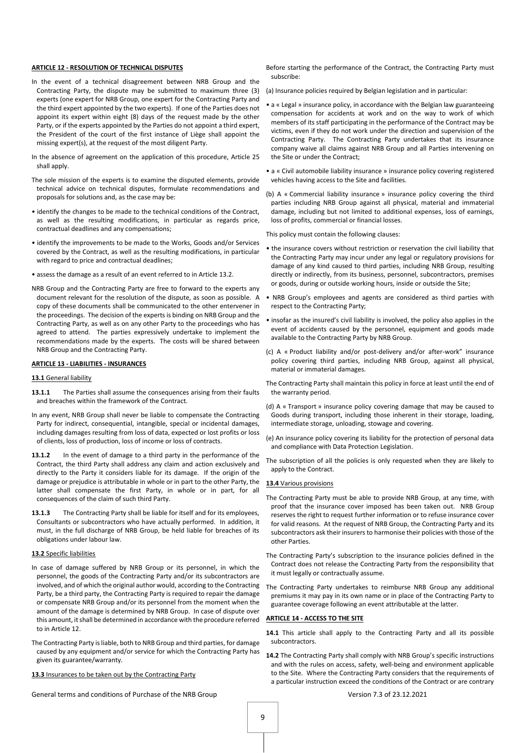## ARTICLE 12 - RESOLUTION OF TECHNICAL DISPUTES

In the event of a technical disagreement between NRB Group and the Contracting Party, the dispute may be submitted to maximum three (3) experts (one expert for NRB Group, one expert for the Contracting Party and the third expert appointed by the two experts). If one of the Parties does not appoint its expert within eight (8) days of the request made by the other Party, or if the experts appointed by the Parties do not appoint a third expert, the President of the court of the first instance of Liège shall appoint the missing expert(s), at the request of the most diligent Party.

In the absence of agreement on the application of this procedure, Article 25 shall apply.

The sole mission of the experts is to examine the disputed elements, provide technical advice on technical disputes, formulate recommendations and proposals for solutions and, as the case may be:

- identify the changes to be made to the technical conditions of the Contract, as well as the resulting modifications, in particular as regards price, contractual deadlines and any compensations;
- identify the improvements to be made to the Works, Goods and/or Services covered by the Contract, as well as the resulting modifications, in particular with regard to price and contractual deadlines;
- assess the damage as a result of an event referred to in Article 13.2.

NRB Group and the Contracting Party are free to forward to the experts any document relevant for the resolution of the dispute, as soon as possible. A copy of these documents shall be communicated to the other entervener in the proceedings. The decision of the experts is binding on NRB Group and the Contracting Party, as well as on any other Party to the proceedings who has agreed to attend. The parties expressively undertake to implement the recommendations made by the experts. The costs will be shared between NRB Group and the Contracting Party.

## ARTICLE 13 - LIABILITIES - INSURANCES

### 13.1 General liability

**13.1.1** The Parties shall assume the consequences arising from their faults and breaches within the framework of the Contract.

In any event, NRB Group shall never be liable to compensate the Contracting Party for indirect, consequential, intangible, special or incidental damages, including damages resulting from loss of data, expected or lost profits or loss of clients, loss of production, loss of income or loss of contracts.

**13.1.2** In the event of damage to a third party in the performance of the Contract, the third Party shall address any claim and action exclusively and directly to the Party it considers liable for its damage. If the origin of the damage or prejudice is attributable in whole or in part to the other Party, the latter shall compensate the first Party, in whole or in part, for all consequences of the claim of such third Party.

**13.1.3** The Contracting Party shall be liable for itself and for its employees, Consultants or subcontractors who have actually performed. In addition, it must, in the full discharge of NRB Group, be held liable for breaches of its obligations under labour law.

### 13.2 Specific liabilities

In case of damage suffered by NRB Group or its personnel, in which the personnel, the goods of the Contracting Party and/or its subcontractors are involved, and of which the original author would, according to the Contracting Party, be a third party, the Contracting Party is required to repair the damage or compensate NRB Group and/or its personnel from the moment when the amount of the damage is determined by NRB Group. In case of dispute over this amount, it shall be determined in accordance with the procedure referred to in Article 12.

The Contracting Party is liable, both to NRB Group and third parties, for damage caused by any equipment and/or service for which the Contracting Party has given its guarantee/warranty.

### 13.3 Insurances to be taken out by the Contracting Party

Before starting the performance of the Contract, the Contracting Party must subscribe:

(a) Insurance policies required by Belgian legislation and in particular:

- a « Legal » insurance policy, in accordance with the Belgian law guaranteeing compensation for accidents at work and on the way to work of which members of its staff participating in the performance of the Contract may be victims, even if they do not work under the direction and supervision of the Contracting Party. The Contracting Party undertakes that its insurance company waive all claims against NRB Group and all Parties intervening on the Site or under the Contract;
- a « Civil automobile liability insurance » insurance policy covering registered vehicles having access to the Site and facilities.

(b) A « Commercial liability insurance » insurance policy covering the third parties including NRB Group against all physical, material and immaterial damage, including but not limited to additional expenses, loss of earnings, loss of profits, commercial or financial losses.

This policy must contain the following clauses:

- the insurance covers without restriction or reservation the civil liability that the Contracting Party may incur under any legal or regulatory provisions for damage of any kind caused to third parties, including NRB Group, resulting directly or indirectly, from its business, personnel, subcontractors, premises or goods, during or outside working hours, inside or outside the Site;
- NRB Group's employees and agents are considered as third parties with respect to the Contracting Party;
- insofar as the insured's civil liability is involved, the policy also applies in the event of accidents caused by the personnel, equipment and goods made available to the Contracting Party by NRB Group.

(c) A « Product liability and/or post-delivery and/or after-work" insurance policy covering third parties, including NRB Group, against all physical, material or immaterial damages.

The Contracting Party shall maintain this policy in force at least until the end of the warranty period.

(d) A « Transport » insurance policy covering damage that may be caused to Goods during transport, including those inherent in their storage, loading, intermediate storage, unloading, stowage and covering.

(e) An insurance policy covering its liability for the protection of personal data and compliance with Data Protection Legislation.

The subscription of all the policies is only requested when they are likely to apply to the Contract.

### 13.4 Various provisions

The Contracting Party must be able to provide NRB Group, at any time, with proof that the insurance cover imposed has been taken out. NRB Group reserves the right to request further information or to refuse insurance cover for valid reasons. At the request of NRB Group, the Contracting Party and its subcontractors ask their insurers to harmonise their policies with those of the other Parties.

The Contracting Party's subscription to the insurance policies defined in the Contract does not release the Contracting Party from the responsibility that it must legally or contractually assume.

The Contracting Party undertakes to reimburse NRB Group any additional premiums it may pay in its own name or in place of the Contracting Party to guarantee coverage following an event attributable at the latter.

## ARTICLE 14 - ACCESS TO THE SITE

**14.1** This article shall apply to the Contracting Party and all its possible subcontractors.

**14.2** The Contracting Party shall comply with NRB Group's specific instructions and with the rules on access, safety, well-being and environment applicable to the Site. Where the Contracting Party considers that the requirements of a particular instruction exceed the conditions of the Contract or are contrary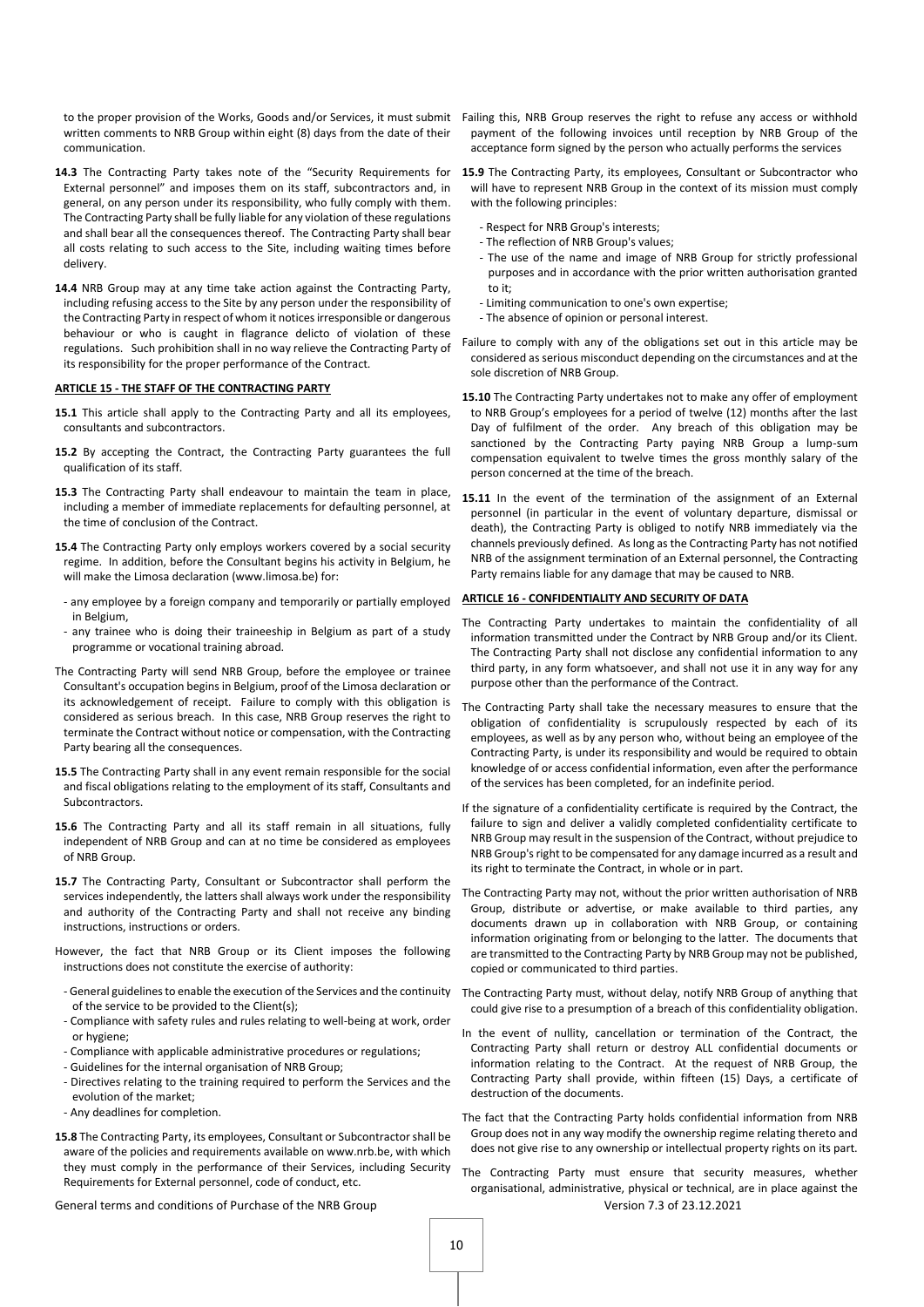to the proper provision of the Works, Goods and/or Services, it must submit written comments to NRB Group within eight (8) days from the date of their communication.

**14.3** The Contracting Party takes note of the "Security Requirements for External personnel" and imposes them on its staff, subcontractors and, in general, on any person under its responsibility, who fully comply with them. The Contracting Party shall be fully liable for any violation of these regulations and shall bear all the consequences thereof. The Contracting Party shall bear all costs relating to such access to the Site, including waiting times before delivery.

**14.4** NRB Group may at any time take action against the Contracting Party, including refusing access to the Site by any person under the responsibility of the Contracting Party in respect of whom it notices irresponsible or dangerous behaviour or who is caught in flagrance delicto of violation of these regulations. Such prohibition shall in no way relieve the Contracting Party of its responsibility for the proper performance of the Contract.

## ARTICLE 15 - THE STAFF OF THE CONTRACTING PARTY

**15.1** This article shall apply to the Contracting Party and all its employees, consultants and subcontractors.

**15.2** By accepting the Contract, the Contracting Party guarantees the full qualification of its staff.

**15.3** The Contracting Party shall endeavour to maintain the team in place, including a member of immediate replacements for defaulting personnel, at the time of conclusion of the Contract.

**15.4** The Contracting Party only employs workers covered by a social security regime. In addition, before the Consultant begins his activity in Belgium, he will make the Limosa declaration (www.limosa.be) for:

- any employee by a foreign company and temporarily or partially employed in Belgium,
- any trainee who is doing their traineeship in Belgium as part of a study programme or vocational training abroad.

The Contracting Party will send NRB Group, before the employee or trainee Consultant's occupation begins in Belgium, proof of the Limosa declaration or its acknowledgement of receipt. Failure to comply with this obligation is considered as serious breach. In this case, NRB Group reserves the right to terminate the Contract without notice or compensation, with the Contracting Party bearing all the consequences.

**15.5** The Contracting Party shall in any event remain responsible for the social and fiscal obligations relating to the employment of its staff, Consultants and Subcontractors.

**15.6** The Contracting Party and all its staff remain in all situations, fully independent of NRB Group and can at no time be considered as employees of NRB Group.

**15.7** The Contracting Party, Consultant or Subcontractor shall perform the services independently, the latters shall always work under the responsibility and authority of the Contracting Party and shall not receive any binding instructions, instructions or orders.

However, the fact that NRB Group or its Client imposes the following instructions does not constitute the exercise of authority:

- General guidelines to enable the execution of the Services and the continuity of the service to be provided to the Client(s);
- Compliance with safety rules and rules relating to well-being at work, order or hygiene;
- Compliance with applicable administrative procedures or regulations;
- Guidelines for the internal organisation of NRB Group;
- Directives relating to the training required to perform the Services and the evolution of the market;
- Any deadlines for completion.

**15.8** The Contracting Party, its employees, Consultant or Subcontractor shall be aware of the policies and requirements available on www.nrb.be, with which they must comply in the performance of their Services, including Security Requirements for External personnel, code of conduct, etc.

Failing this, NRB Group reserves the right to refuse any access or withhold payment of the following invoices until reception by NRB Group of the acceptance form signed by the person who actually performs the services

**15.9** The Contracting Party, its employees, Consultant or Subcontractor who will have to represent NRB Group in the context of its mission must comply with the following principles:

- Respect for NRB Group's interests;
- The reflection of NRB Group's values;
- The use of the name and image of NRB Group for strictly professional purposes and in accordance with the prior written authorisation granted to it;
- Limiting communication to one's own expertise;
- The absence of opinion or personal interest.

Failure to comply with any of the obligations set out in this article may be considered as serious misconduct depending on the circumstances and at the sole discretion of NRB Group.

**15.10** The Contracting Party undertakes not to make any offer of employment to NRB Group's employees for a period of twelve (12) months after the last Day of fulfilment of the order. Any breach of this obligation may be sanctioned by the Contracting Party paying NRB Group a lump-sum compensation equivalent to twelve times the gross monthly salary of the person concerned at the time of the breach.

**15.11** In the event of the termination of the assignment of an External personnel (in particular in the event of voluntary departure, dismissal or death), the Contracting Party is obliged to notify NRB immediately via the channels previously defined. As long as the Contracting Party has not notified NRB of the assignment termination of an External personnel, the Contracting Party remains liable for any damage that may be caused to NRB.

## ARTICLE 16 - CONFIDENTIALITY AND SECURITY OF DATA

The Contracting Party undertakes to maintain the confidentiality of all information transmitted under the Contract by NRB Group and/or its Client. The Contracting Party shall not disclose any confidential information to any third party, in any form whatsoever, and shall not use it in any way for any purpose other than the performance of the Contract.

The Contracting Party shall take the necessary measures to ensure that the obligation of confidentiality is scrupulously respected by each of its employees, as well as by any person who, without being an employee of the Contracting Party, is under its responsibility and would be required to obtain knowledge of or access confidential information, even after the performance of the services has been completed, for an indefinite period.

If the signature of a confidentiality certificate is required by the Contract, the failure to sign and deliver a validly completed confidentiality certificate to NRB Group may result in the suspension of the Contract, without prejudice to NRB Group's right to be compensated for any damage incurred as a result and its right to terminate the Contract, in whole or in part.

The Contracting Party may not, without the prior written authorisation of NRB Group, distribute or advertise, or make available to third parties, any documents drawn up in collaboration with NRB Group, or containing information originating from or belonging to the latter. The documents that are transmitted to the Contracting Party by NRB Group may not be published, copied or communicated to third parties.

The Contracting Party must, without delay, notify NRB Group of anything that could give rise to a presumption of a breach of this confidentiality obligation.

In the event of nullity, cancellation or termination of the Contract, the Contracting Party shall return or destroy ALL confidential documents or information relating to the Contract. At the request of NRB Group, the Contracting Party shall provide, within fifteen (15) Days, a certificate of destruction of the documents.

The fact that the Contracting Party holds confidential information from NRB Group does not in any way modify the ownership regime relating thereto and does not give rise to any ownership or intellectual property rights on its part.

The Contracting Party must ensure that security measures, whether organisational, administrative, physical or technical, are in place against the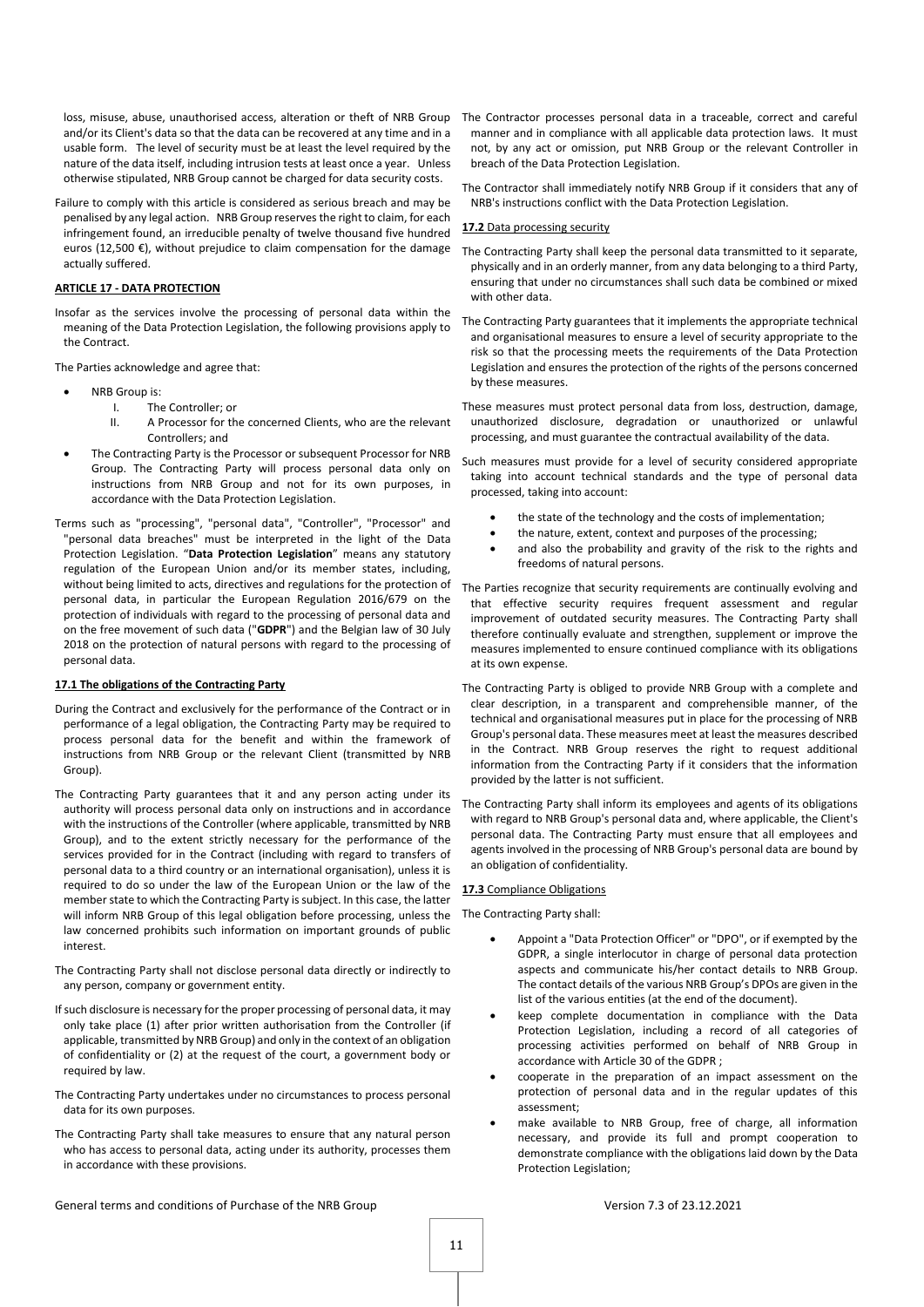loss, misuse, abuse, unauthorised access, alteration or theft of NRB Group and/or its Client's data so that the data can be recovered at any time and in a usable form. The level of security must be at least the level required by the nature of the data itself, including intrusion tests at least once a year. Unless otherwise stipulated, NRB Group cannot be charged for data security costs.

Failure to comply with this article is considered as serious breach and may be penalised by any legal action. NRB Group reserves the right to claim, for each infringement found, an irreducible penalty of twelve thousand five hundred euros (12,500 €), without prejudice to claim compensation for the damage actually suffered.

## ARTICLE 17 - DATA PROTECTION

Insofar as the services involve the processing of personal data within the meaning of the Data Protection Legislation, the following provisions apply to the Contract.

The Parties acknowledge and agree that:

- NRB Group is:
  - I. The Controller; or
  - II. A Processor for the concerned Clients, who are the relevant Controllers; and
- The Contracting Party is the Processor or subsequent Processor for NRB Group. The Contracting Party will process personal data only on instructions from NRB Group and not for its own purposes, in accordance with the Data Protection Legislation.

Terms such as "processing", "personal data", "Controller", "Processor" and "personal data breaches" must be interpreted in the light of the Data Protection Legislation. "**Data Protection Legislation**" means any statutory regulation of the European Union and/or its member states, including, without being limited to acts, directives and regulations for the protection of personal data, in particular the European Regulation 2016/679 on the protection of individuals with regard to the processing of personal data and on the free movement of such data ("**GDPR**") and the Belgian law of 30 July 2018 on the protection of natural persons with regard to the processing of personal data.

### 17.1 The obligations of the Contracting Party

During the Contract and exclusively for the performance of the Contract or in performance of a legal obligation, the Contracting Party may be required to process personal data for the benefit and within the framework of instructions from NRB Group or the relevant Client (transmitted by NRB Group).

The Contracting Party guarantees that it and any person acting under its authority will process personal data only on instructions and in accordance with the instructions of the Controller (where applicable, transmitted by NRB Group), and to the extent strictly necessary for the performance of the services provided for in the Contract (including with regard to transfers of personal data to a third country or an international organisation), unless it is required to do so under the law of the European Union or the law of the member state to which the Contracting Party is subject. In this case, the latter will inform NRB Group of this legal obligation before processing, unless the law concerned prohibits such information on important grounds of public interest.

The Contracting Party shall not disclose personal data directly or indirectly to any person, company or government entity.

If such disclosure is necessary for the proper processing of personal data, it may only take place (1) after prior written authorisation from the Controller (if applicable, transmitted by NRB Group) and only in the context of an obligation of confidentiality or (2) at the request of the court, a government body or required by law.

The Contracting Party undertakes under no circumstances to process personal data for its own purposes.

The Contracting Party shall take measures to ensure that any natural person who has access to personal data, acting under its authority, processes them in accordance with these provisions.

The Contractor processes personal data in a traceable, correct and careful manner and in compliance with all applicable data protection laws. It must not, by any act or omission, put NRB Group or the relevant Controller in breach of the Data Protection Legislation.

The Contractor shall immediately notify NRB Group if it considers that any of NRB's instructions conflict with the Data Protection Legislation.

### 17.2 Data processing security

The Contracting Party shall keep the personal data transmitted to it separate, physically and in an orderly manner, from any data belonging to a third Party, ensuring that under no circumstances shall such data be combined or mixed with other data.

The Contracting Party guarantees that it implements the appropriate technical and organisational measures to ensure a level of security appropriate to the risk so that the processing meets the requirements of the Data Protection Legislation and ensures the protection of the rights of the persons concerned by these measures.

These measures must protect personal data from loss, destruction, damage, unauthorized disclosure, degradation or unauthorized or unlawful processing, and must guarantee the contractual availability of the data.

Such measures must provide for a level of security considered appropriate taking into account technical standards and the type of personal data processed, taking into account:

- the state of the technology and the costs of implementation;
- the nature, extent, context and purposes of the processing;
- and also the probability and gravity of the risk to the rights and freedoms of natural persons.

The Parties recognize that security requirements are continually evolving and that effective security requires frequent assessment and regular improvement of outdated security measures. The Contracting Party shall therefore continually evaluate and strengthen, supplement or improve the measures implemented to ensure continued compliance with its obligations at its own expense.

The Contracting Party is obliged to provide NRB Group with a complete and clear description, in a transparent and comprehensible manner, of the technical and organisational measures put in place for the processing of NRB Group's personal data. These measures meet at least the measures described in the Contract. NRB Group reserves the right to request additional information from the Contracting Party if it considers that the information provided by the latter is not sufficient.

The Contracting Party shall inform its employees and agents of its obligations with regard to NRB Group's personal data and, where applicable, the Client's personal data. The Contracting Party must ensure that all employees and agents involved in the processing of NRB Group's personal data are bound by an obligation of confidentiality.

### 17.3 Compliance Obligations

The Contracting Party shall:

- Appoint a "Data Protection Officer" or "DPO", or if exempted by the GDPR, a single interlocutor in charge of personal data protection aspects and communicate his/her contact details to NRB Group. The contact details of the various NRB Group's DPOs are given in the list of the various entities (at the end of the document).
- keep complete documentation in compliance with the Data Protection Legislation, including a record of all categories of processing activities performed on behalf of NRB Group in accordance with Article 30 of the GDPR ;
- cooperate in the preparation of an impact assessment on the protection of personal data and in the regular updates of this assessment;
- make available to NRB Group, free of charge, all information necessary, and provide its full and prompt cooperation to demonstrate compliance with the obligations laid down by the Data Protection Legislation;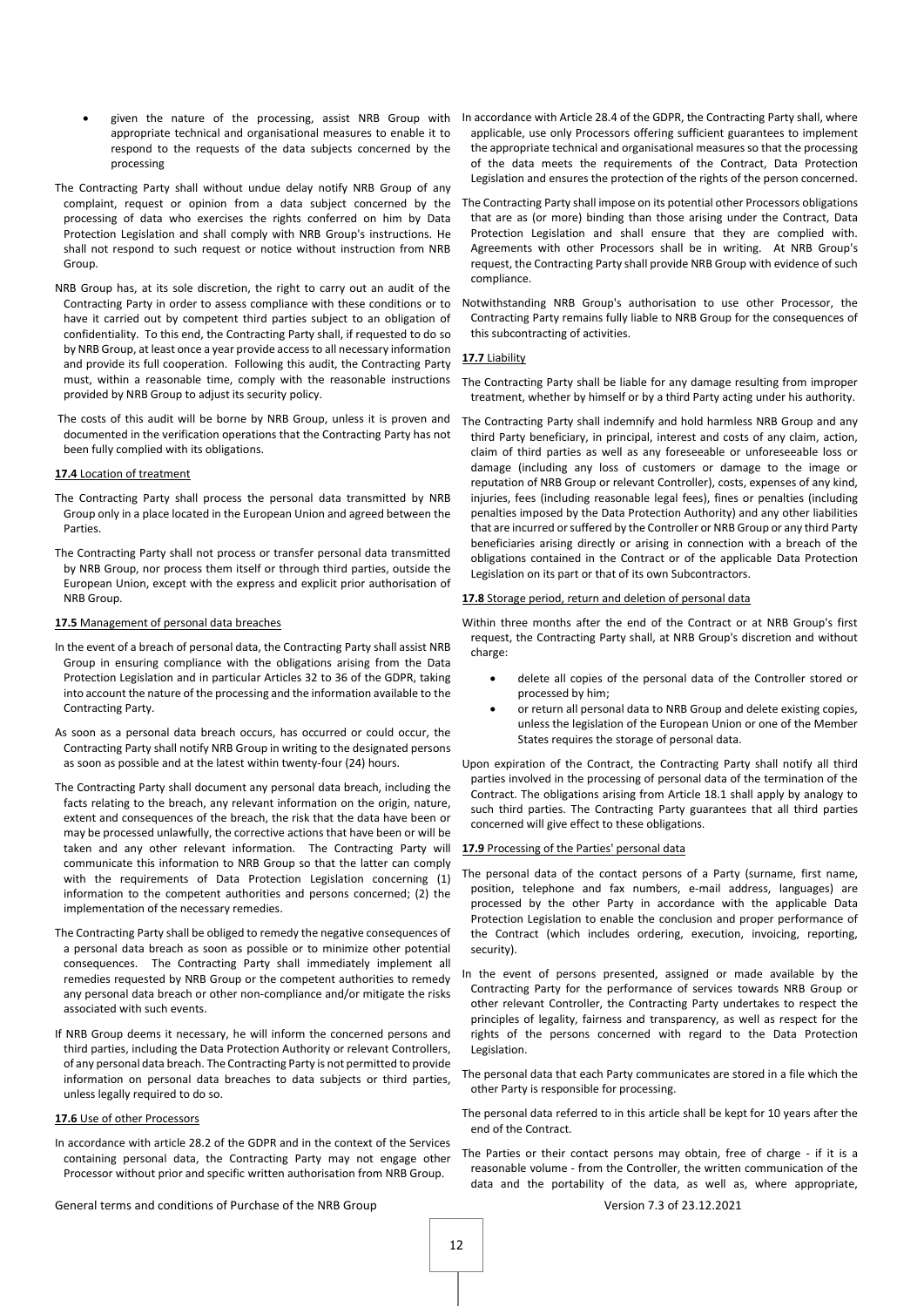- given the nature of the processing, assist NRB Group with appropriate technical and organisational measures to enable it to respond to the requests of the data subjects concerned by the processing

The Contracting Party shall without undue delay notify NRB Group of any complaint, request or opinion from a data subject concerned by the processing of data who exercises the rights conferred on him by Data Protection Legislation and shall comply with NRB Group's instructions. He shall not respond to such request or notice without instruction from NRB Group.

NRB Group has, at its sole discretion, the right to carry out an audit of the Contracting Party in order to assess compliance with these conditions or to have it carried out by competent third parties subject to an obligation of confidentiality. To this end, the Contracting Party shall, if requested to do so by NRB Group, at least once a year provide access to all necessary information and provide its full cooperation. Following this audit, the Contracting Party must, within a reasonable time, comply with the reasonable instructions provided by NRB Group to adjust its security policy.

The costs of this audit will be borne by NRB Group, unless it is proven and documented in the verification operations that the Contracting Party has not been fully complied with its obligations.

**17.4** Location of treatment

The Contracting Party shall process the personal data transmitted by NRB Group only in a place located in the European Union and agreed between the Parties.

The Contracting Party shall not process or transfer personal data transmitted by NRB Group, nor process them itself or through third parties, outside the European Union, except with the express and explicit prior authorisation of NRB Group.

**17.5** Management of personal data breaches

In the event of a breach of personal data, the Contracting Party shall assist NRB Group in ensuring compliance with the obligations arising from the Data Protection Legislation and in particular Articles 32 to 36 of the GDPR, taking into account the nature of the processing and the information available to the Contracting Party.

As soon as a personal data breach occurs, has occurred or could occur, the Contracting Party shall notify NRB Group in writing to the designated persons as soon as possible and at the latest within twenty-four (24) hours.

The Contracting Party shall document any personal data breach, including the facts relating to the breach, any relevant information on the origin, nature, extent and consequences of the breach, the risk that the data have been or may be processed unlawfully, the corrective actions that have been or will be taken and any other relevant information. The Contracting Party will communicate this information to NRB Group so that the latter can comply with the requirements of Data Protection Legislation concerning (1) information to the competent authorities and persons concerned; (2) the implementation of the necessary remedies.

The Contracting Party shall be obliged to remedy the negative consequences of a personal data breach as soon as possible or to minimize other potential consequences. The Contracting Party shall immediately implement all remedies requested by NRB Group or the competent authorities to remedy any personal data breach or other non-compliance and/or mitigate the risks associated with such events.

If NRB Group deems it necessary, he will inform the concerned persons and third parties, including the Data Protection Authority or relevant Controllers, of any personal data breach. The Contracting Party is not permitted to provide information on personal data breaches to data subjects or third parties, unless legally required to do so.

**17.6** Use of other Processors

In accordance with article 28.2 of the GDPR and in the context of the Services containing personal data, the Contracting Party may not engage other Processor without prior and specific written authorisation from NRB Group.

In accordance with Article 28.4 of the GDPR, the Contracting Party shall, where applicable, use only Processors offering sufficient guarantees to implement the appropriate technical and organisational measures so that the processing of the data meets the requirements of the Contract, Data Protection Legislation and ensures the protection of the rights of the person concerned.

The Contracting Party shall impose on its potential other Processors obligations that are as (or more) binding than those arising under the Contract, Data Protection Legislation and shall ensure that they are complied with. Agreements with other Processors shall be in writing. At NRB Group's request, the Contracting Party shall provide NRB Group with evidence of such compliance.

Notwithstanding NRB Group's authorisation to use other Processor, the Contracting Party remains fully liable to NRB Group for the consequences of this subcontracting of activities.

**17.7** Liability

The Contracting Party shall be liable for any damage resulting from improper treatment, whether by himself or by a third Party acting under his authority.

The Contracting Party shall indemnify and hold harmless NRB Group and any third Party beneficiary, in principal, interest and costs of any claim, action, claim of third parties as well as any foreseeable or unforeseeable loss or damage (including any loss of customers or damage to the image or reputation of NRB Group or relevant Controller), costs, expenses of any kind, injuries, fees (including reasonable legal fees), fines or penalties (including penalties imposed by the Data Protection Authority) and any other liabilities that are incurred or suffered by the Controller or NRB Group or any third Party beneficiaries arising directly or arising in connection with a breach of the obligations contained in the Contract or of the applicable Data Protection Legislation on its part or that of its own Subcontractors.

**17.8** Storage period, return and deletion of personal data

Within three months after the end of the Contract or at NRB Group's first request, the Contracting Party shall, at NRB Group's discretion and without charge:

- delete all copies of the personal data of the Controller stored or processed by him;
- or return all personal data to NRB Group and delete existing copies, unless the legislation of the European Union or one of the Member States requires the storage of personal data.

Upon expiration of the Contract, the Contracting Party shall notify all third parties involved in the processing of personal data of the termination of the Contract. The obligations arising from Article 18.1 shall apply by analogy to such third parties. The Contracting Party guarantees that all third parties concerned will give effect to these obligations.

**17.9** Processing of the Parties' personal data

The personal data of the contact persons of a Party (surname, first name, position, telephone and fax numbers, e-mail address, languages) are processed by the other Party in accordance with the applicable Data Protection Legislation to enable the conclusion and proper performance of the Contract (which includes ordering, execution, invoicing, reporting, security).

In the event of persons presented, assigned or made available by the Contracting Party for the performance of services towards NRB Group or other relevant Controller, the Contracting Party undertakes to respect the principles of legality, fairness and transparency, as well as respect for the rights of the persons concerned with regard to the Data Protection Legislation.

The personal data that each Party communicates are stored in a file which the other Party is responsible for processing.

The personal data referred to in this article shall be kept for 10 years after the end of the Contract.

The Parties or their contact persons may obtain, free of charge - if it is a reasonable volume - from the Controller, the written communication of the data and the portability of the data, as well as, where appropriate,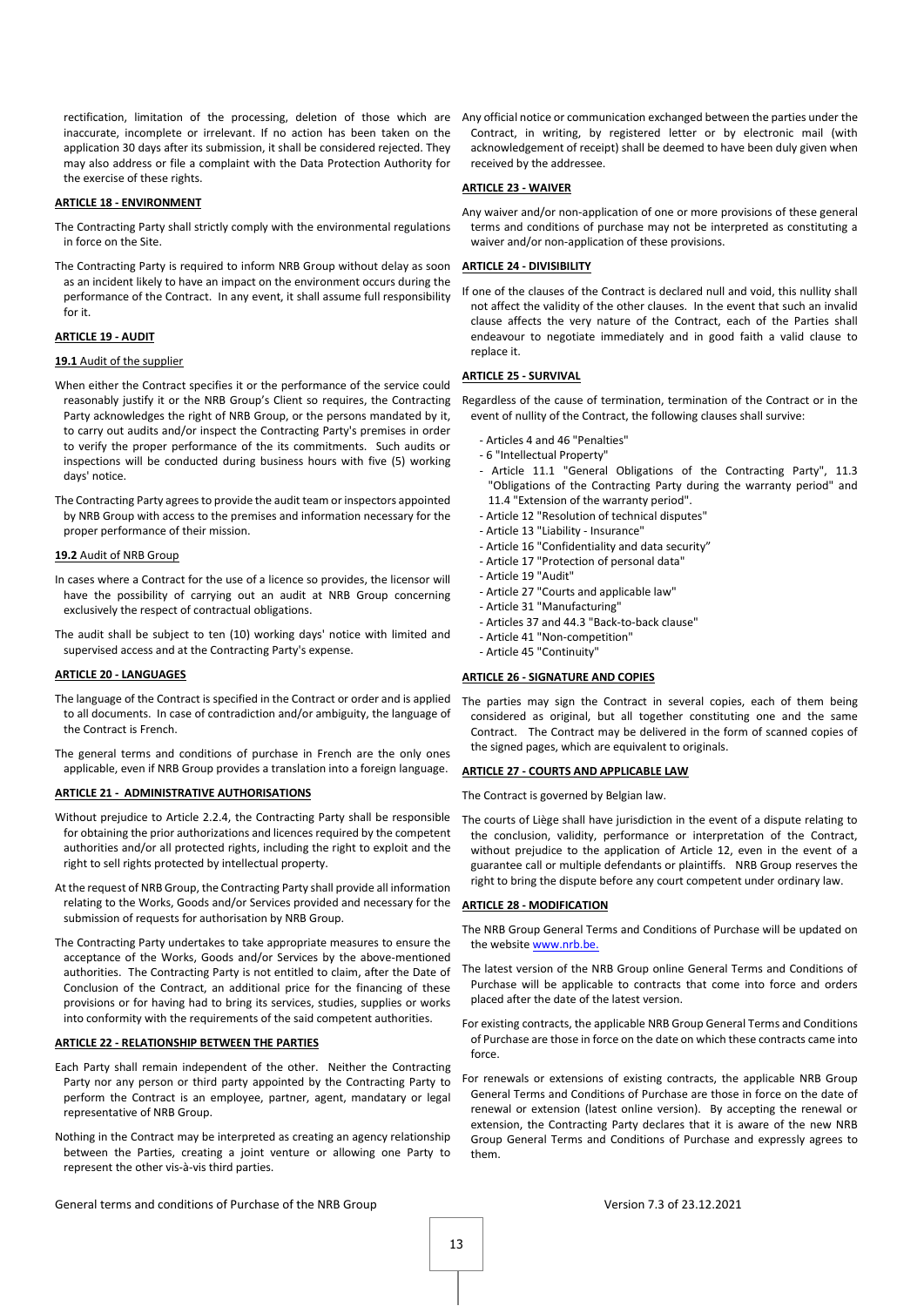rectification, limitation of the processing, deletion of those which are inaccurate, incomplete or irrelevant. If no action has been taken on the application 30 days after its submission, it shall be considered rejected. They may also address or file a complaint with the Data Protection Authority for the exercise of these rights.

## ARTICLE 18 - ENVIRONMENT

The Contracting Party shall strictly comply with the environmental regulations in force on the Site.

The Contracting Party is required to inform NRB Group without delay as soon as an incident likely to have an impact on the environment occurs during the performance of the Contract. In any event, it shall assume full responsibility for it.

## ARTICLE 19 - AUDIT

### 19.1 Audit of the supplier

When either the Contract specifies it or the performance of the service could reasonably justify it or the NRB Group's Client so requires, the Contracting Party acknowledges the right of NRB Group, or the persons mandated by it, to carry out audits and/or inspect the Contracting Party's premises in order to verify the proper performance of the its commitments. Such audits or inspections will be conducted during business hours with five (5) working days' notice.

The Contracting Party agrees to provide the audit team or inspectors appointed by NRB Group with access to the premises and information necessary for the proper performance of their mission.

### 19.2 Audit of NRB Group

In cases where a Contract for the use of a licence so provides, the licensor will have the possibility of carrying out an audit at NRB Group concerning exclusively the respect of contractual obligations.

The audit shall be subject to ten (10) working days' notice with limited and supervised access and at the Contracting Party's expense.

## ARTICLE 20 - LANGUAGES

The language of the Contract is specified in the Contract or order and is applied to all documents. In case of contradiction and/or ambiguity, the language of the Contract is French.

The general terms and conditions of purchase in French are the only ones applicable, even if NRB Group provides a translation into a foreign language.

## ARTICLE 21 - ADMINISTRATIVE AUTHORISATIONS

Without prejudice to Article 2.2.4, the Contracting Party shall be responsible for obtaining the prior authorizations and licences required by the competent authorities and/or all protected rights, including the right to exploit and the right to sell rights protected by intellectual property.

At the request of NRB Group, the Contracting Party shall provide all information relating to the Works, Goods and/or Services provided and necessary for the submission of requests for authorisation by NRB Group.

The Contracting Party undertakes to take appropriate measures to ensure the acceptance of the Works, Goods and/or Services by the above-mentioned authorities. The Contracting Party is not entitled to claim, after the Date of Conclusion of the Contract, an additional price for the financing of these provisions or for having had to bring its services, studies, supplies or works into conformity with the requirements of the said competent authorities.

## ARTICLE 22 - RELATIONSHIP BETWEEN THE PARTIES

Each Party shall remain independent of the other. Neither the Contracting Party nor any person or third party appointed by the Contracting Party to perform the Contract is an employee, partner, agent, mandatary or legal representative of NRB Group.

Nothing in the Contract may be interpreted as creating an agency relationship between the Parties, creating a joint venture or allowing one Party to represent the other vis-à-vis third parties.

Any official notice or communication exchanged between the parties under the Contract, in writing, by registered letter or by electronic mail (with acknowledgement of receipt) shall be deemed to have been duly given when received by the addressee.

## ARTICLE 23 - WAIVER

Any waiver and/or non-application of one or more provisions of these general terms and conditions of purchase may not be interpreted as constituting a waiver and/or non-application of these provisions.

## ARTICLE 24 - DIVISIBILITY

If one of the clauses of the Contract is declared null and void, this nullity shall not affect the validity of the other clauses. In the event that such an invalid clause affects the very nature of the Contract, each of the Parties shall endeavour to negotiate immediately and in good faith a valid clause to replace it.

## ARTICLE 25 - SURVIVAL

Regardless of the cause of termination, termination of the Contract or in the event of nullity of the Contract, the following clauses shall survive:

- Articles 4 and 46 "Penalties"
- 6 "Intellectual Property"
- Article 11.1 "General Obligations of the Contracting Party", 11.3 "Obligations of the Contracting Party during the warranty period" and 11.4 "Extension of the warranty period".
- Article 12 "Resolution of technical disputes"
- Article 13 "Liability - Insurance"
- Article 16 "Confidentiality and data security"
- Article 17 "Protection of personal data"
- Article 19 "Audit"
- Article 27 "Courts and applicable law"
- Article 31 "Manufacturing"
- Articles 37 and 44.3 "Back-to-back clause"
- Article 41 "Non-competition"
- Article 45 "Continuity"

## ARTICLE 26 - SIGNATURE AND COPIES

The parties may sign the Contract in several copies, each of them being considered as original, but all together constituting one and the same Contract. The Contract may be delivered in the form of scanned copies of the signed pages, which are equivalent to originals.

## ARTICLE 27 - COURTS AND APPLICABLE LAW

The Contract is governed by Belgian law.

The courts of Liège shall have jurisdiction in the event of a dispute relating to the conclusion, validity, performance or interpretation of the Contract, without prejudice to the application of Article 12, even in the event of a guarantee call or multiple defendants or plaintiffs. NRB Group reserves the right to bring the dispute before any court competent under ordinary law.

## ARTICLE 28 - MODIFICATION

The NRB Group General Terms and Conditions of Purchase will be updated on the website www.nrb.be.

The latest version of the NRB Group online General Terms and Conditions of Purchase will be applicable to contracts that come into force and orders placed after the date of the latest version.

For existing contracts, the applicable NRB Group General Terms and Conditions of Purchase are those in force on the date on which these contracts came into force.

For renewals or extensions of existing contracts, the applicable NRB Group General Terms and Conditions of Purchase are those in force on the date of renewal or extension (latest online version). By accepting the renewal or extension, the Contracting Party declares that it is aware of the new NRB Group General Terms and Conditions of Purchase and expressly agrees to them.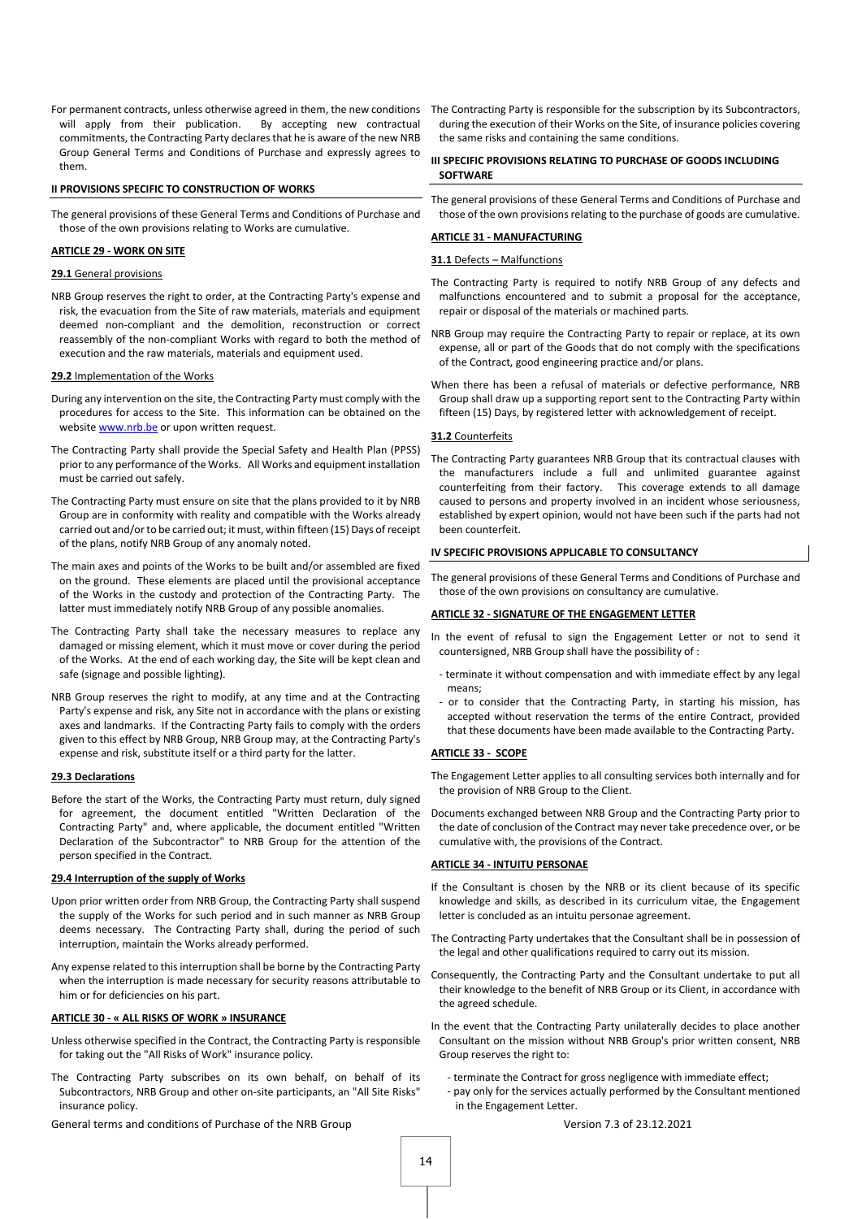For permanent contracts, unless otherwise agreed in them, the new conditions will apply from their publication. By accepting new contractual commitments, the Contracting Party declares that he is aware of the new NRB Group General Terms and Conditions of Purchase and expressly agrees to them.

## II PROVISIONS SPECIFIC TO CONSTRUCTION OF WORKS

The general provisions of these General Terms and Conditions of Purchase and those of the own provisions relating to Works are cumulative.

### ARTICLE 29 - WORK ON SITE

**29.1** General provisions

NRB Group reserves the right to order, at the Contracting Party's expense and risk, the evacuation from the Site of raw materials, materials and equipment deemed non-compliant and the demolition, reconstruction or correct reassembly of the non-compliant Works with regard to both the method of execution and the raw materials, materials and equipment used.

**29.2** Implementation of the Works

During any intervention on the site, the Contracting Party must comply with the procedures for access to the Site. This information can be obtained on the website www.nrb.be or upon written request.

The Contracting Party shall provide the Special Safety and Health Plan (PPSS) prior to any performance of the Works. All Works and equipment installation must be carried out safely.

The Contracting Party must ensure on site that the plans provided to it by NRB Group are in conformity with reality and compatible with the Works already carried out and/or to be carried out; it must, within fifteen (15) Days of receipt of the plans, notify NRB Group of any anomaly noted.

The main axes and points of the Works to be built and/or assembled are fixed on the ground. These elements are placed until the provisional acceptance of the Works in the custody and protection of the Contracting Party. The latter must immediately notify NRB Group of any possible anomalies.

The Contracting Party shall take the necessary measures to replace any damaged or missing element, which it must move or cover during the period of the Works. At the end of each working day, the Site will be kept clean and safe (signage and possible lighting).

NRB Group reserves the right to modify, at any time and at the Contracting Party's expense and risk, any Site not in accordance with the plans or existing axes and landmarks. If the Contracting Party fails to comply with the orders given to this effect by NRB Group, NRB Group may, at the Contracting Party's expense and risk, substitute itself or a third party for the latter.

**29.3 Declarations**

Before the start of the Works, the Contracting Party must return, duly signed for agreement, the document entitled "Written Declaration of the Contracting Party" and, where applicable, the document entitled "Written Declaration of the Subcontractor" to NRB Group for the attention of the person specified in the Contract.

**29.4 Interruption of the supply of Works**

Upon prior written order from NRB Group, the Contracting Party shall suspend the supply of the Works for such period and in such manner as NRB Group deems necessary. The Contracting Party shall, during the period of such interruption, maintain the Works already performed.

Any expense related to this interruption shall be borne by the Contracting Party when the interruption is made necessary for security reasons attributable to him or for deficiencies on his part.

### ARTICLE 30 - « ALL RISKS OF WORK » INSURANCE

Unless otherwise specified in the Contract, the Contracting Party is responsible for taking out the "All Risks of Work" insurance policy.

The Contracting Party subscribes on its own behalf, on behalf of its Subcontractors, NRB Group and other on-site participants, an "All Site Risks" insurance policy.

The Contracting Party is responsible for the subscription by its Subcontractors, during the execution of their Works on the Site, of insurance policies covering the same risks and containing the same conditions.

## III SPECIFIC PROVISIONS RELATING TO PURCHASE OF GOODS INCLUDING SOFTWARE

The general provisions of these General Terms and Conditions of Purchase and those of the own provisions relating to the purchase of goods are cumulative.

### ARTICLE 31 - MANUFACTURING

**31.1** Defects – Malfunctions

The Contracting Party is required to notify NRB Group of any defects and malfunctions encountered and to submit a proposal for the acceptance, repair or disposal of the materials or machined parts.

NRB Group may require the Contracting Party to repair or replace, at its own expense, all or part of the Goods that do not comply with the specifications of the Contract, good engineering practice and/or plans.

When there has been a refusal of materials or defective performance, NRB Group shall draw up a supporting report sent to the Contracting Party within fifteen (15) Days, by registered letter with acknowledgement of receipt.

**31.2** Counterfeits

The Contracting Party guarantees NRB Group that its contractual clauses with the manufacturers include a full and unlimited guarantee against counterfeiting from their factory. This coverage extends to all damage caused to persons and property involved in an incident whose seriousness, established by expert opinion, would not have been such if the parts had not been counterfeit.

## IV SPECIFIC PROVISIONS APPLICABLE TO CONSULTANCY

The general provisions of these General Terms and Conditions of Purchase and those of the own provisions on consultancy are cumulative.

### ARTICLE 32 - SIGNATURE OF THE ENGAGEMENT LETTER

In the event of refusal to sign the Engagement Letter or not to send it countersigned, NRB Group shall have the possibility of :

- terminate it without compensation and with immediate effect by any legal means;
- or to consider that the Contracting Party, in starting his mission, has accepted without reservation the terms of the entire Contract, provided that these documents have been made available to the Contracting Party.

### ARTICLE 33 - SCOPE

The Engagement Letter applies to all consulting services both internally and for the provision of NRB Group to the Client.

Documents exchanged between NRB Group and the Contracting Party prior to the date of conclusion of the Contract may never take precedence over, or be cumulative with, the provisions of the Contract.

### ARTICLE 34 - INTUITU PERSONAE

If the Consultant is chosen by the NRB or its client because of its specific knowledge and skills, as described in its curriculum vitae, the Engagement letter is concluded as an intuitu personae agreement.

The Contracting Party undertakes that the Consultant shall be in possession of the legal and other qualifications required to carry out its mission.

Consequently, the Contracting Party and the Consultant undertake to put all their knowledge to the benefit of NRB Group or its Client, in accordance with the agreed schedule.

In the event that the Contracting Party unilaterally decides to place another Consultant on the mission without NRB Group's prior written consent, NRB Group reserves the right to:

- terminate the Contract for gross negligence with immediate effect;
- pay only for the services actually performed by the Consultant mentioned in the Engagement Letter.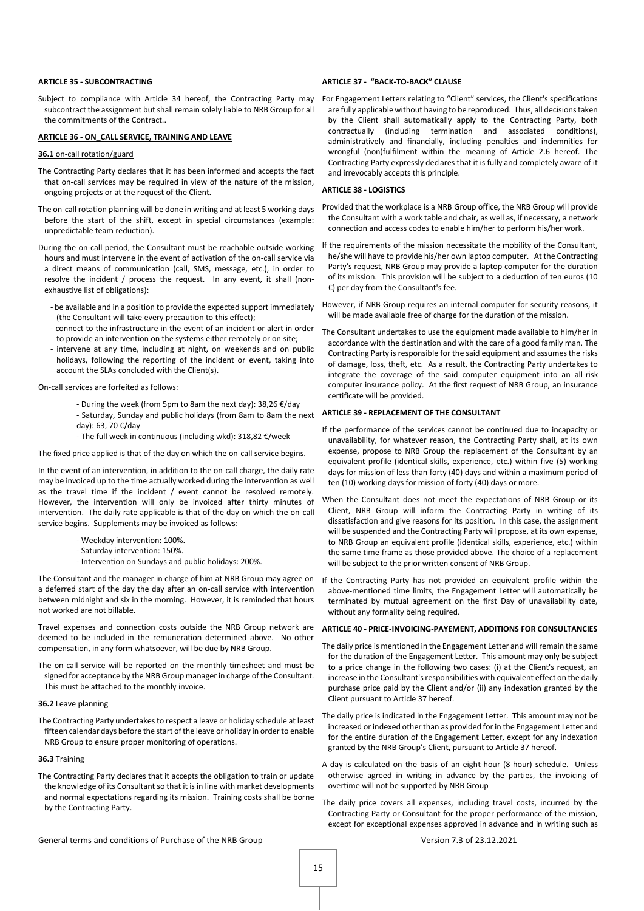**ARTICLE 35 - SUBCONTRACTING**

Subject to compliance with Article 34 hereof, the Contracting Party may subcontract the assignment but shall remain solely liable to NRB Group for all the commitments of the Contract..

**ARTICLE 36 - ON_CALL SERVICE, TRAINING AND LEAVE**

**36.1** on-call rotation/guard

The Contracting Party declares that it has been informed and accepts the fact that on-call services may be required in view of the nature of the mission, ongoing projects or at the request of the Client.

The on-call rotation planning will be done in writing and at least 5 working days before the start of the shift, except in special circumstances (example: unpredictable team reduction).

During the on-call period, the Consultant must be reachable outside working hours and must intervene in the event of activation of the on-call service via a direct means of communication (call, SMS, message, etc.), in order to resolve the incident / process the request. In any event, it shall (non-exhaustive list of obligations):

- be available and in a position to provide the expected support immediately (the Consultant will take every precaution to this effect);
- connect to the infrastructure in the event of an incident or alert in order to provide an intervention on the systems either remotely or on site;
- intervene at any time, including at night, on weekends and on public holidays, following the reporting of the incident or event, taking into account the SLAs concluded with the Client(s).

On-call services are forfeited as follows:

- During the week (from 5pm to 8am the next day): 38,26 €/day
- Saturday, Sunday and public holidays (from 8am to 8am the next day): 63, 70 €/day
- The full week in continuous (including wkd): 318,82 €/week

The fixed price applied is that of the day on which the on-call service begins.

In the event of an intervention, in addition to the on-call charge, the daily rate may be invoiced up to the time actually worked during the intervention as well as the travel time if the incident / event cannot be resolved remotely. However, the intervention will only be invoiced after thirty minutes of intervention. The daily rate applicable is that of the day on which the on-call service begins. Supplements may be invoiced as follows:

- Weekday intervention: 100%.
- Saturday intervention: 150%.
- Intervention on Sundays and public holidays: 200%.

The Consultant and the manager in charge of him at NRB Group may agree on a deferred start of the day the day after an on-call service with intervention between midnight and six in the morning. However, it is reminded that hours not worked are not billable.

Travel expenses and connection costs outside the NRB Group network are deemed to be included in the remuneration determined above. No other compensation, in any form whatsoever, will be due by NRB Group.

The on-call service will be reported on the monthly timesheet and must be signed for acceptance by the NRB Group manager in charge of the Consultant. This must be attached to the monthly invoice.

**36.2** Leave planning

The Contracting Party undertakes to respect a leave or holiday schedule at least fifteen calendar days before the start of the leave or holiday in order to enable NRB Group to ensure proper monitoring of operations.

**36.3** Training

The Contracting Party declares that it accepts the obligation to train or update the knowledge of its Consultant so that it is in line with market developments and normal expectations regarding its mission. Training costs shall be borne by the Contracting Party.

**ARTICLE 37 - "BACK-TO-BACK" CLAUSE**

For Engagement Letters relating to "Client" services, the Client's specifications are fully applicable without having to be reproduced. Thus, all decisions taken by the Client shall automatically apply to the Contracting Party, both contractually (including termination and associated conditions), administratively and financially, including penalties and indemnities for wrongful (non)fulfilment within the meaning of Article 2.6 hereof. The Contracting Party expressly declares that it is fully and completely aware of it and irrevocably accepts this principle.

**ARTICLE 38 - LOGISTICS**

Provided that the workplace is a NRB Group office, the NRB Group will provide the Consultant with a work table and chair, as well as, if necessary, a network connection and access codes to enable him/her to perform his/her work.

If the requirements of the mission necessitate the mobility of the Consultant, he/she will have to provide his/her own laptop computer. At the Contracting Party's request, NRB Group may provide a laptop computer for the duration of its mission. This provision will be subject to a deduction of ten euros (10 €) per day from the Consultant's fee.

However, if NRB Group requires an internal computer for security reasons, it will be made available free of charge for the duration of the mission.

The Consultant undertakes to use the equipment made available to him/her in accordance with the destination and with the care of a good family man. The Contracting Party is responsible for the said equipment and assumes the risks of damage, loss, theft, etc. As a result, the Contracting Party undertakes to integrate the coverage of the said computer equipment into an all-risk computer insurance policy. At the first request of NRB Group, an insurance certificate will be provided.

**ARTICLE 39 - REPLACEMENT OF THE CONSULTANT**

If the performance of the services cannot be continued due to incapacity or unavailability, for whatever reason, the Contracting Party shall, at its own expense, propose to NRB Group the replacement of the Consultant by an equivalent profile (identical skills, experience, etc.) within five (5) working days for mission of less than forty (40) days and within a maximum period of ten (10) working days for mission of forty (40) days or more.

When the Consultant does not meet the expectations of NRB Group or its Client, NRB Group will inform the Contracting Party in writing of its dissatisfaction and give reasons for its position. In this case, the assignment will be suspended and the Contracting Party will propose, at its own expense, to NRB Group an equivalent profile (identical skills, experience, etc.) within the same time frame as those provided above. The choice of a replacement will be subject to the prior written consent of NRB Group.

If the Contracting Party has not provided an equivalent profile within the above-mentioned time limits, the Engagement Letter will automatically be terminated by mutual agreement on the first Day of unavailability date, without any formality being required.

**ARTICLE 40 - PRICE-INVOICING-PAYEMENT, ADDITIONS FOR CONSULTANCIES**

The daily price is mentioned in the Engagement Letter and will remain the same for the duration of the Engagement Letter. This amount may only be subject to a price change in the following two cases: (i) at the Client's request, an increase in the Consultant's responsibilities with equivalent effect on the daily purchase price paid by the Client and/or (ii) any indexation granted by the Client pursuant to Article 37 hereof.

The daily price is indicated in the Engagement Letter. This amount may not be increased or indexed other than as provided for in the Engagement Letter and for the entire duration of the Engagement Letter, except for any indexation granted by the NRB Group's Client, pursuant to Article 37 hereof.

A day is calculated on the basis of an eight-hour (8-hour) schedule. Unless otherwise agreed in writing in advance by the parties, the invoicing of overtime will not be supported by NRB Group

The daily price covers all expenses, including travel costs, incurred by the Contracting Party or Consultant for the proper performance of the mission, except for exceptional expenses approved in advance and in writing such as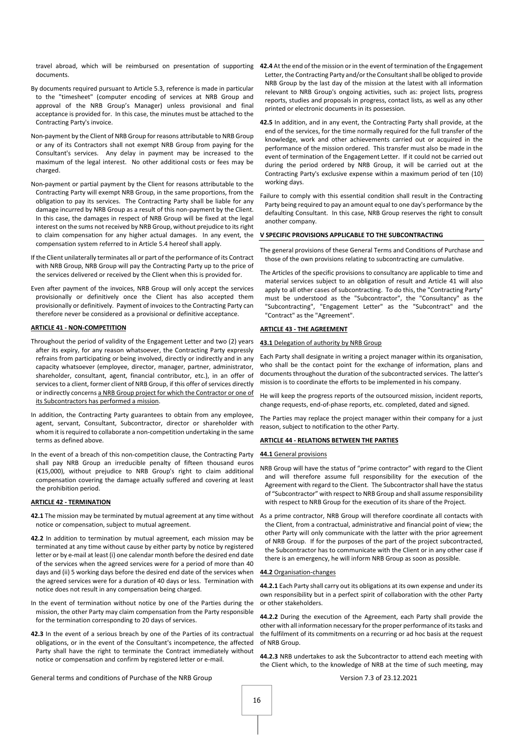travel abroad, which will be reimbursed on presentation of supporting documents.

By documents required pursuant to Article 5.3, reference is made in particular to the "timesheet" (computer encoding of services at NRB Group and approval of the NRB Group's Manager) unless provisional and final acceptance is provided for. In this case, the minutes must be attached to the Contracting Party's invoice.

Non-payment by the Client of NRB Group for reasons attributable to NRB Group or any of its Contractors shall not exempt NRB Group from paying for the Consultant's services. Any delay in payment may be increased to the maximum of the legal interest. No other additional costs or fees may be charged.

Non-payment or partial payment by the Client for reasons attributable to the Contracting Party will exempt NRB Group, in the same proportions, from the obligation to pay its services. The Contracting Party shall be liable for any damage incurred by NRB Group as a result of this non-payment by the Client. In this case, the damages in respect of NRB Group will be fixed at the legal interest on the sums not received by NRB Group, without prejudice to its right to claim compensation for any higher actual damages. In any event, the compensation system referred to in Article 5.4 hereof shall apply.

If the Client unilaterally terminates all or part of the performance of its Contract with NRB Group, NRB Group will pay the Contracting Party up to the price of the services delivered or received by the Client when this is provided for.

Even after payment of the invoices, NRB Group will only accept the services provisionally or definitively once the Client has also accepted them provisionally or definitively. Payment of invoices to the Contracting Party can therefore never be considered as a provisional or definitive acceptance.

**ARTICLE 41 - NON-COMPETITION**

Throughout the period of validity of the Engagement Letter and two (2) years after its expiry, for any reason whatsoever, the Contracting Party expressly refrains from participating or being involved, directly or indirectly and in any capacity whatsoever (employee, director, manager, partner, administrator, shareholder, consultant, agent, financial contributor, etc.), in an offer of services to a client, former client of NRB Group, if this offer of services directly or indirectly concerns a NRB Group project for which the Contractor or one of its Subcontractors has performed a mission.

In addition, the Contracting Party guarantees to obtain from any employee, agent, servant, Consultant, Subcontractor, director or shareholder with whom it is required to collaborate a non-competition undertaking in the same terms as defined above.

In the event of a breach of this non-competition clause, the Contracting Party shall pay NRB Group an irreducible penalty of fifteen thousand euros (€15,000), without prejudice to NRB Group's right to claim additional compensation covering the damage actually suffered and covering at least the prohibition period.

**ARTICLE 42 - TERMINATION**

**42.1** The mission may be terminated by mutual agreement at any time without notice or compensation, subject to mutual agreement.

**42.2** In addition to termination by mutual agreement, each mission may be terminated at any time without cause by either party by notice by registered letter or by e-mail at least (i) one calendar month before the desired end date of the services when the agreed services were for a period of more than 40 days and (ii) 5 working days before the desired end date of the services when the agreed services were for a duration of 40 days or less. Termination with notice does not result in any compensation being charged.

In the event of termination without notice by one of the Parties during the mission, the other Party may claim compensation from the Party responsible for the termination corresponding to 20 days of services.

**42.3** In the event of a serious breach by one of the Parties of its contractual obligations, or in the event of the Consultant's incompetence, the affected Party shall have the right to terminate the Contract immediately without notice or compensation and confirm by registered letter or e-mail.

**42.4** At the end of the mission or in the event of termination of the Engagement Letter, the Contracting Party and/or the Consultant shall be obliged to provide NRB Group by the last day of the mission at the latest with all information relevant to NRB Group's ongoing activities, such as: project lists, progress reports, studies and proposals in progress, contact lists, as well as any other printed or electronic documents in its possession.

**42.5** In addition, and in any event, the Contracting Party shall provide, at the end of the services, for the time normally required for the full transfer of the knowledge, work and other achievements carried out or acquired in the performance of the mission ordered. This transfer must also be made in the event of termination of the Engagement Letter. If it could not be carried out during the period ordered by NRB Group, it will be carried out at the Contracting Party's exclusive expense within a maximum period of ten (10) working days.

Failure to comply with this essential condition shall result in the Contracting Party being required to pay an amount equal to one day's performance by the defaulting Consultant. In this case, NRB Group reserves the right to consult another company.

## V SPECIFIC PROVISIONS APPLICABLE TO THE SUBCONTRACTING

The general provisions of these General Terms and Conditions of Purchase and those of the own provisions relating to subcontracting are cumulative.

The Articles of the specific provisions to consultancy are applicable to time and material services subject to an obligation of result and Article 41 will also apply to all other cases of subcontracting. To do this, the "Contracting Party" must be understood as the "Subcontractor", the "Consultancy" as the "Subcontracting", "Engagement Letter" as the "Subcontract" and the "Contract" as the "Agreement".

**ARTICLE 43 - THE AGREEMENT**

**43.1** Delegation of authority by NRB Group

Each Party shall designate in writing a project manager within its organisation, who shall be the contact point for the exchange of information, plans and documents throughout the duration of the subcontracted services. The latter's mission is to coordinate the efforts to be implemented in his company.

He will keep the progress reports of the outsourced mission, incident reports, change requests, end-of-phase reports, etc. completed, dated and signed.

The Parties may replace the project manager within their company for a just reason, subject to notification to the other Party.

**ARTICLE 44 - RELATIONS BETWEEN THE PARTIES**

**44.1** General provisions

NRB Group will have the status of "prime contractor" with regard to the Client and will therefore assume full responsibility for the execution of the Agreement with regard to the Client. The Subcontractor shall have the status of "Subcontractor" with respect to NRB Group and shall assume responsibility with respect to NRB Group for the execution of its share of the Project.

As a prime contractor, NRB Group will therefore coordinate all contacts with the Client, from a contractual, administrative and financial point of view; the other Party will only communicate with the latter with the prior agreement of NRB Group. If for the purposes of the part of the project subcontracted, the Subcontractor has to communicate with the Client or in any other case if there is an emergency, he will inform NRB Group as soon as possible.

**44.2** Organisation-changes

**44.2.1** Each Party shall carry out its obligations at its own expense and under its own responsibility but in a perfect spirit of collaboration with the other Party or other stakeholders.

**44.2.2** During the execution of the Agreement, each Party shall provide the other with all information necessary for the proper performance of its tasks and the fulfilment of its commitments on a recurring or ad hoc basis at the request of NRB Group.

**44.2.3** NRB undertakes to ask the Subcontractor to attend each meeting with the Client which, to the knowledge of NRB at the time of such meeting, may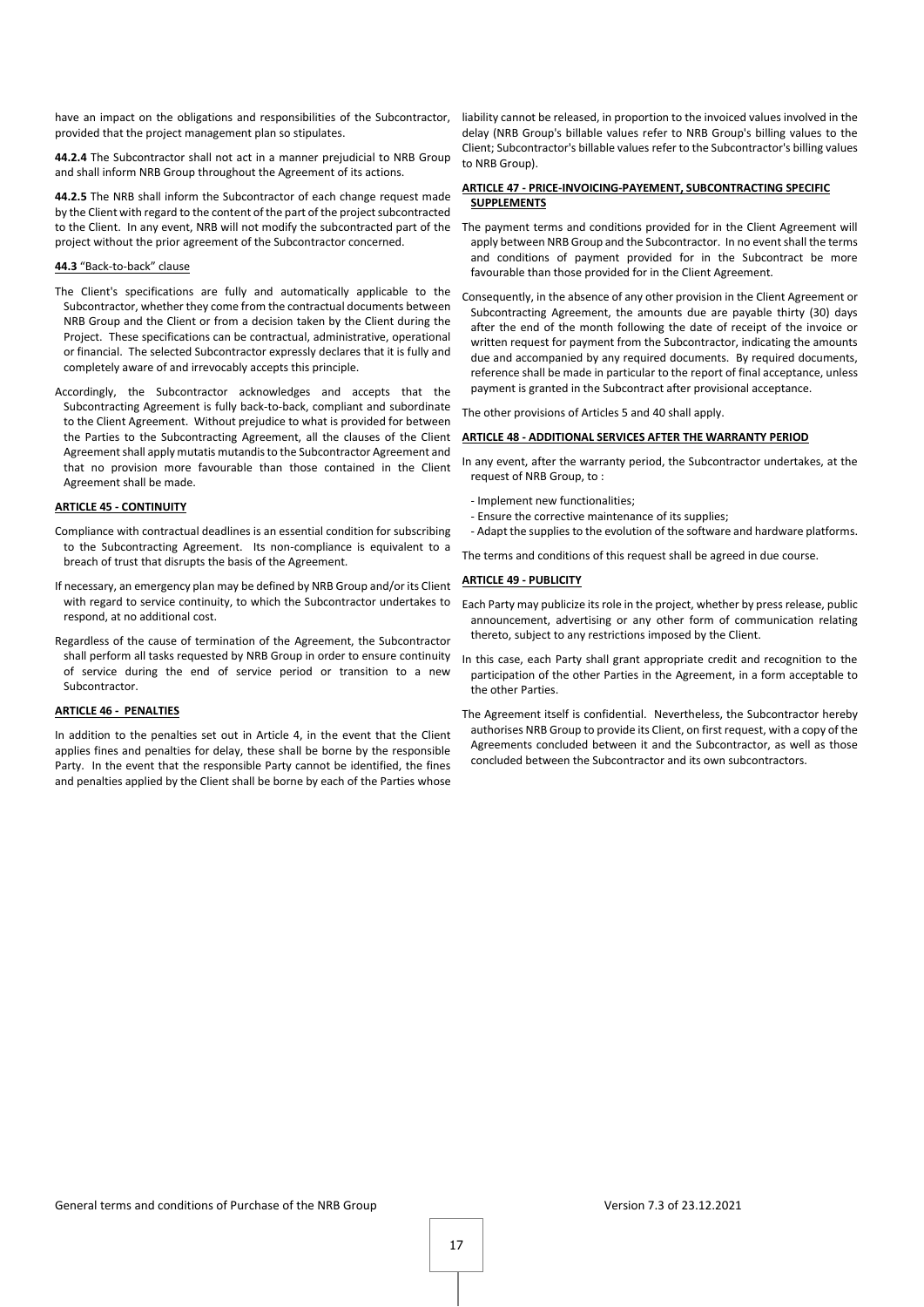have an impact on the obligations and responsibilities of the Subcontractor, provided that the project management plan so stipulates.

**44.2.4** The Subcontractor shall not act in a manner prejudicial to NRB Group and shall inform NRB Group throughout the Agreement of its actions.

**44.2.5** The NRB shall inform the Subcontractor of each change request made by the Client with regard to the content of the part of the project subcontracted to the Client. In any event, NRB will not modify the subcontracted part of the project without the prior agreement of the Subcontractor concerned.

**44.3** "Back-to-back" clause

The Client's specifications are fully and automatically applicable to the Subcontractor, whether they come from the contractual documents between NRB Group and the Client or from a decision taken by the Client during the Project. These specifications can be contractual, administrative, operational or financial. The selected Subcontractor expressly declares that it is fully and completely aware of and irrevocably accepts this principle.

Accordingly, the Subcontractor acknowledges and accepts that the Subcontracting Agreement is fully back-to-back, compliant and subordinate to the Client Agreement. Without prejudice to what is provided for between the Parties to the Subcontracting Agreement, all the clauses of the Client Agreement shall apply mutatis mutandis to the Subcontractor Agreement and that no provision more favourable than those contained in the Client Agreement shall be made.

## ARTICLE 45 - CONTINUITY

Compliance with contractual deadlines is an essential condition for subscribing to the Subcontracting Agreement. Its non-compliance is equivalent to a breach of trust that disrupts the basis of the Agreement.

If necessary, an emergency plan may be defined by NRB Group and/or its Client with regard to service continuity, to which the Subcontractor undertakes to respond, at no additional cost.

Regardless of the cause of termination of the Agreement, the Subcontractor shall perform all tasks requested by NRB Group in order to ensure continuity of service during the end of service period or transition to a new Subcontractor.

## ARTICLE 46 - PENALTIES

In addition to the penalties set out in Article 4, in the event that the Client applies fines and penalties for delay, these shall be borne by the responsible Party. In the event that the responsible Party cannot be identified, the fines and penalties applied by the Client shall be borne by each of the Parties whose liability cannot be released, in proportion to the invoiced values involved in the delay (NRB Group's billable values refer to NRB Group's billing values to the Client; Subcontractor's billable values refer to the Subcontractor's billing values to NRB Group).

## ARTICLE 47 - PRICE-INVOICING-PAYEMENT, SUBCONTRACTING SPECIFIC SUPPLEMENTS

The payment terms and conditions provided for in the Client Agreement will apply between NRB Group and the Subcontractor. In no event shall the terms and conditions of payment provided for in the Subcontract be more favourable than those provided for in the Client Agreement.

Consequently, in the absence of any other provision in the Client Agreement or Subcontracting Agreement, the amounts due are payable thirty (30) days after the end of the month following the date of receipt of the invoice or written request for payment from the Subcontractor, indicating the amounts due and accompanied by any required documents. By required documents, reference shall be made in particular to the report of final acceptance, unless payment is granted in the Subcontract after provisional acceptance.

The other provisions of Articles 5 and 40 shall apply.

## ARTICLE 48 - ADDITIONAL SERVICES AFTER THE WARRANTY PERIOD

In any event, after the warranty period, the Subcontractor undertakes, at the request of NRB Group, to :

- Implement new functionalities;
- Ensure the corrective maintenance of its supplies;
- Adapt the supplies to the evolution of the software and hardware platforms.

The terms and conditions of this request shall be agreed in due course.

## ARTICLE 49 - PUBLICITY

Each Party may publicize its role in the project, whether by press release, public announcement, advertising or any other form of communication relating thereto, subject to any restrictions imposed by the Client.

In this case, each Party shall grant appropriate credit and recognition to the participation of the other Parties in the Agreement, in a form acceptable to the other Parties.

The Agreement itself is confidential. Nevertheless, the Subcontractor hereby authorises NRB Group to provide its Client, on first request, with a copy of the Agreements concluded between it and the Subcontractor, as well as those concluded between the Subcontractor and its own subcontractors.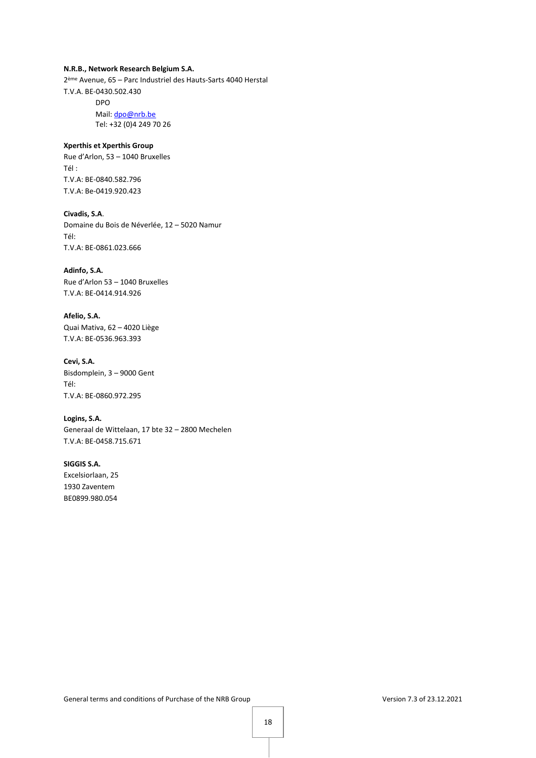**N.R.B., Network Research Belgium S.A.**
2ème Avenue, 65 – Parc Industriel des Hauts-Sarts 4040 Herstal
T.V.A. BE-0430.502.430

DPO
Mail: dpo@nrb.be
Tel: +32 (0)4 249 70 26

**Xperthis et Xperthis Group**
Rue d'Arlon, 53 – 1040 Bruxelles
Tél :
T.V.A: BE-0840.582.796
T.V.A: Be-0419.920.423

**Civadis, S.A**.
Domaine du Bois de Néverlée, 12 – 5020 Namur
Tél:
T.V.A: BE-0861.023.666

**Adinfo, S.A.**
Rue d'Arlon 53 – 1040 Bruxelles
T.V.A: BE-0414.914.926

**Afelio, S.A.**
Quai Mativa, 62 – 4020 Liège
T.V.A: BE-0536.963.393

**Cevi, S.A.**
Bisdomplein, 3 – 9000 Gent
Tél:
T.V.A: BE-0860.972.295

**Logins, S.A.**
Generaal de Wittelaan, 17 bte 32 – 2800 Mechelen
T.V.A: BE-0458.715.671

**SIGGIS S.A.**
Excelsiorlaan, 25
1930 Zaventem
BE0899.980.054